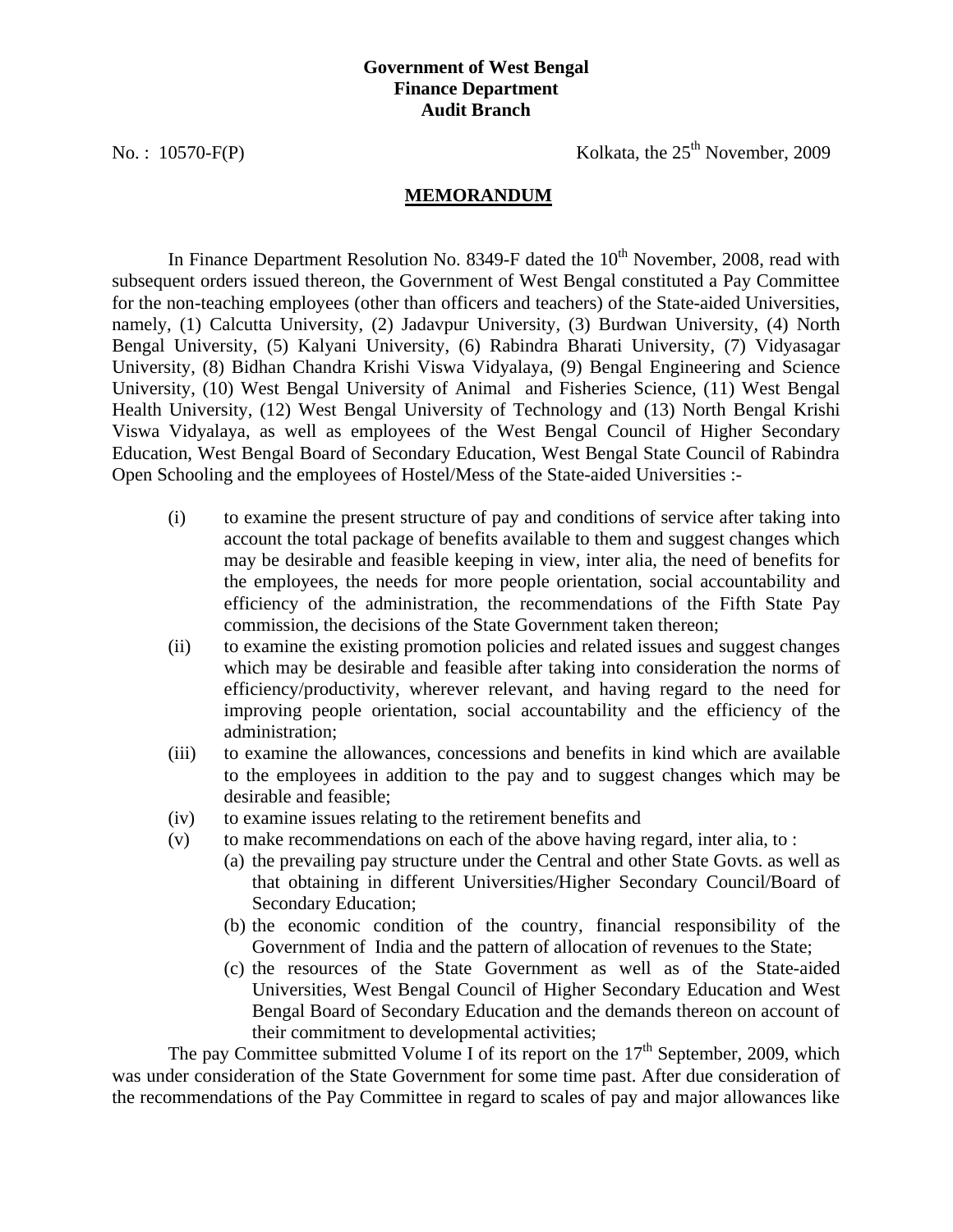**Government of West Bengal**
**Finance Department**
**Audit Branch**

No. : 10570-F(P) Kolkata, the 25th November, 2009

## MEMORANDUM

In Finance Department Resolution No. 8349-F dated the 10th November, 2008, read with subsequent orders issued thereon, the Government of West Bengal constituted a Pay Committee for the non-teaching employees (other than officers and teachers) of the State-aided Universities, namely, (1) Calcutta University, (2) Jadavpur University, (3) Burdwan University, (4) North Bengal University, (5) Kalyani University, (6) Rabindra Bharati University, (7) Vidyasagar University, (8) Bidhan Chandra Krishi Viswa Vidyalaya, (9) Bengal Engineering and Science University, (10) West Bengal University of Animal and Fisheries Science, (11) West Bengal Health University, (12) West Bengal University of Technology and (13) North Bengal Krishi Viswa Vidyalaya, as well as employees of the West Bengal Council of Higher Secondary Education, West Bengal Board of Secondary Education, West Bengal State Council of Rabindra Open Schooling and the employees of Hostel/Mess of the State-aided Universities :-

(i) to examine the present structure of pay and conditions of service after taking into account the total package of benefits available to them and suggest changes which may be desirable and feasible keeping in view, inter alia, the need of benefits for the employees, the needs for more people orientation, social accountability and efficiency of the administration, the recommendations of the Fifth State Pay commission, the decisions of the State Government taken thereon;

(ii) to examine the existing promotion policies and related issues and suggest changes which may be desirable and feasible after taking into consideration the norms of efficiency/productivity, wherever relevant, and having regard to the need for improving people orientation, social accountability and the efficiency of the administration;

(iii) to examine the allowances, concessions and benefits in kind which are available to the employees in addition to the pay and to suggest changes which may be desirable and feasible;

(iv) to examine issues relating to the retirement benefits and

(v) to make recommendations on each of the above having regard, inter alia, to :
   (a) the prevailing pay structure under the Central and other State Govts. as well as that obtaining in different Universities/Higher Secondary Council/Board of Secondary Education;
   (b) the economic condition of the country, financial responsibility of the Government of India and the pattern of allocation of revenues to the State;
   (c) the resources of the State Government as well as of the State-aided Universities, West Bengal Council of Higher Secondary Education and West Bengal Board of Secondary Education and the demands thereon on account of their commitment to developmental activities;

The pay Committee submitted Volume I of its report on the 17th September, 2009, which was under consideration of the State Government for some time past. After due consideration of the recommendations of the Pay Committee in regard to scales of pay and major allowances like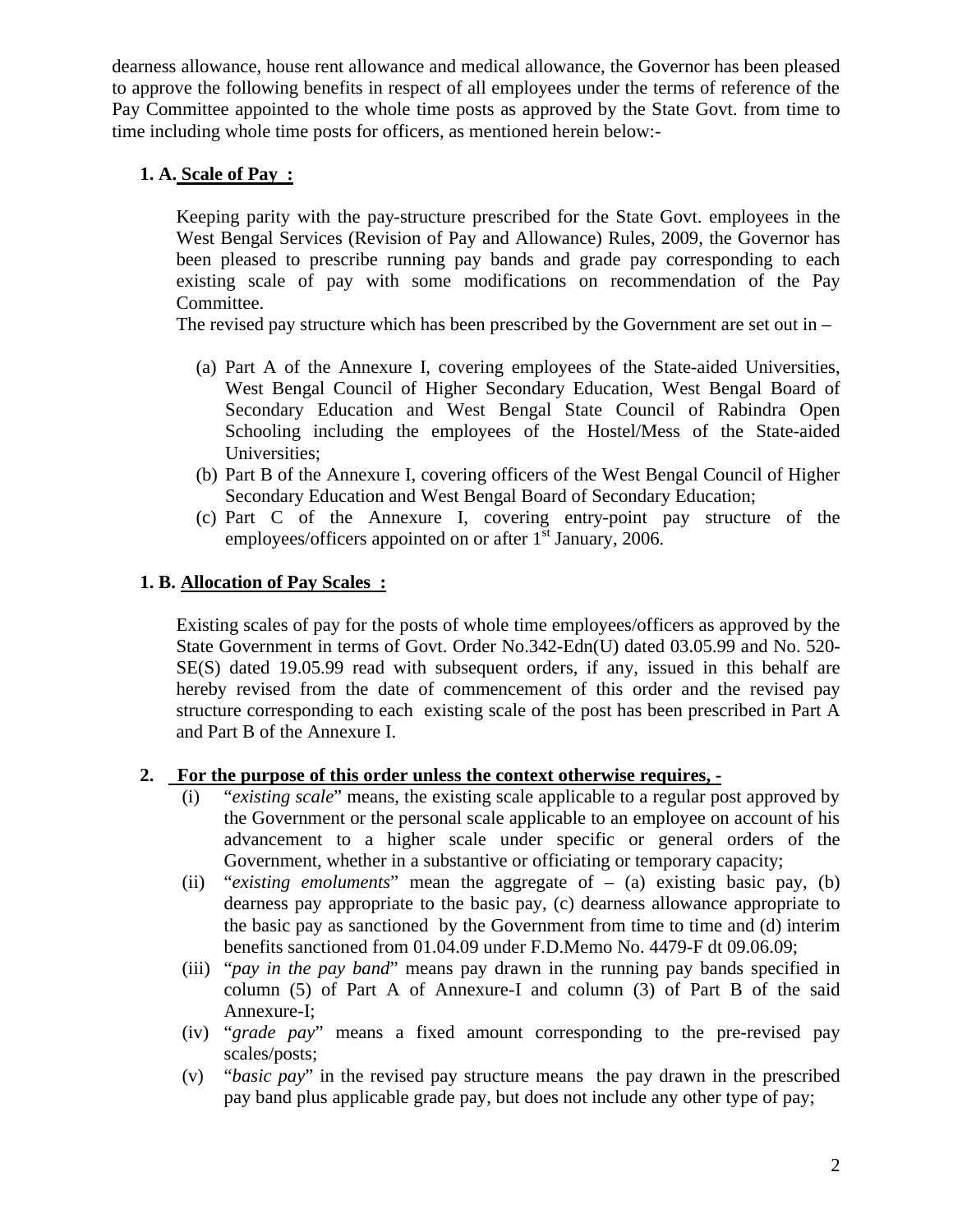dearness allowance, house rent allowance and medical allowance, the Governor has been pleased to approve the following benefits in respect of all employees under the terms of reference of the Pay Committee appointed to the whole time posts as approved by the State Govt. from time to time including whole time posts for officers, as mentioned herein below:-

**1. A. Scale of Pay :**

Keeping parity with the pay-structure prescribed for the State Govt. employees in the West Bengal Services (Revision of Pay and Allowance) Rules, 2009, the Governor has been pleased to prescribe running pay bands and grade pay corresponding to each existing scale of pay with some modifications on recommendation of the Pay Committee.

The revised pay structure which has been prescribed by the Government are set out in –

(a) Part A of the Annexure I, covering employees of the State-aided Universities, West Bengal Council of Higher Secondary Education, West Bengal Board of Secondary Education and West Bengal State Council of Rabindra Open Schooling including the employees of the Hostel/Mess of the State-aided Universities;

(b) Part B of the Annexure I, covering officers of the West Bengal Council of Higher Secondary Education and West Bengal Board of Secondary Education;

(c) Part C of the Annexure I, covering entry-point pay structure of the employees/officers appointed on or after 1st January, 2006.

**1. B. Allocation of Pay Scales :**

Existing scales of pay for the posts of whole time employees/officers as approved by the State Government in terms of Govt. Order No.342-Edn(U) dated 03.05.99 and No. 520-SE(S) dated 19.05.99 read with subsequent orders, if any, issued in this behalf are hereby revised from the date of commencement of this order and the revised pay structure corresponding to each existing scale of the post has been prescribed in Part A and Part B of the Annexure I.

**2. For the purpose of this order unless the context otherwise requires, -**

(i) "*existing scale*" means, the existing scale applicable to a regular post approved by the Government or the personal scale applicable to an employee on account of his advancement to a higher scale under specific or general orders of the Government, whether in a substantive or officiating or temporary capacity;

(ii) "*existing emoluments*" mean the aggregate of – (a) existing basic pay, (b) dearness pay appropriate to the basic pay, (c) dearness allowance appropriate to the basic pay as sanctioned by the Government from time to time and (d) interim benefits sanctioned from 01.04.09 under F.D.Memo No. 4479-F dt 09.06.09;

(iii) "*pay in the pay band*" means pay drawn in the running pay bands specified in column (5) of Part A of Annexure-I and column (3) of Part B of the said Annexure-I;

(iv) "*grade pay*" means a fixed amount corresponding to the pre-revised pay scales/posts;

(v) "*basic pay*" in the revised pay structure means the pay drawn in the prescribed pay band plus applicable grade pay, but does not include any other type of pay;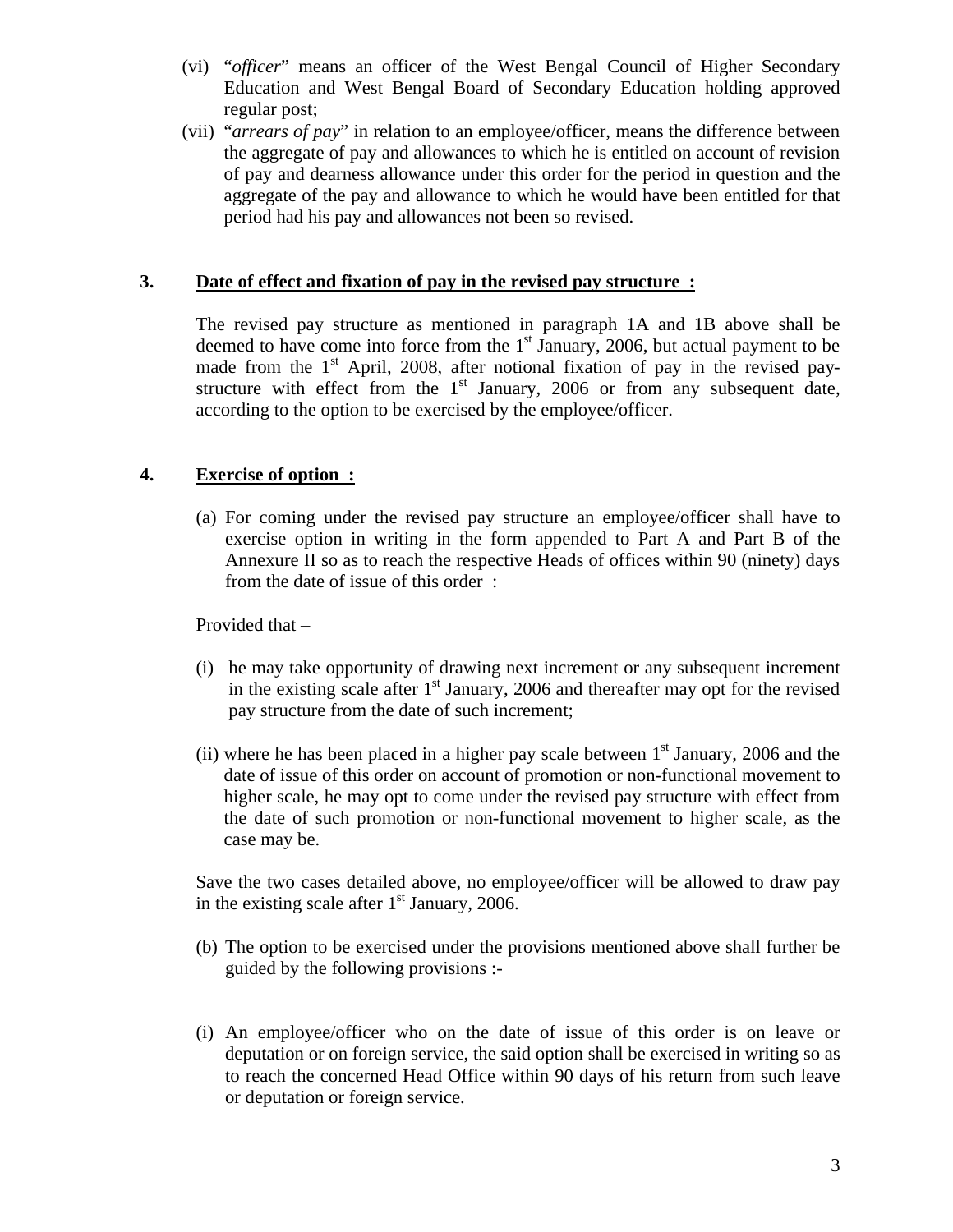(vi) "*officer*" means an officer of the West Bengal Council of Higher Secondary Education and West Bengal Board of Secondary Education holding approved regular post;

(vii) "*arrears of pay*" in relation to an employee/officer, means the difference between the aggregate of pay and allowances to which he is entitled on account of revision of pay and dearness allowance under this order for the period in question and the aggregate of the pay and allowance to which he would have been entitled for that period had his pay and allowances not been so revised.

**3. <u>Date of effect and fixation of pay in the revised pay structure :</u>**

The revised pay structure as mentioned in paragraph 1A and 1B above shall be deemed to have come into force from the 1st January, 2006, but actual payment to be made from the 1st April, 2008, after notional fixation of pay in the revised pay-structure with effect from the 1st January, 2006 or from any subsequent date, according to the option to be exercised by the employee/officer.

**4. <u>Exercise of option :</u>**

(a) For coming under the revised pay structure an employee/officer shall have to exercise option in writing in the form appended to Part A and Part B of the Annexure II so as to reach the respective Heads of offices within 90 (ninety) days from the date of issue of this order :

Provided that –

(i) he may take opportunity of drawing next increment or any subsequent increment in the existing scale after 1st January, 2006 and thereafter may opt for the revised pay structure from the date of such increment;

(ii) where he has been placed in a higher pay scale between 1st January, 2006 and the date of issue of this order on account of promotion or non-functional movement to higher scale, he may opt to come under the revised pay structure with effect from the date of such promotion or non-functional movement to higher scale, as the case may be.

Save the two cases detailed above, no employee/officer will be allowed to draw pay in the existing scale after 1st January, 2006.

(b) The option to be exercised under the provisions mentioned above shall further be guided by the following provisions :-

(i) An employee/officer who on the date of issue of this order is on leave or deputation or on foreign service, the said option shall be exercised in writing so as to reach the concerned Head Office within 90 days of his return from such leave or deputation or foreign service.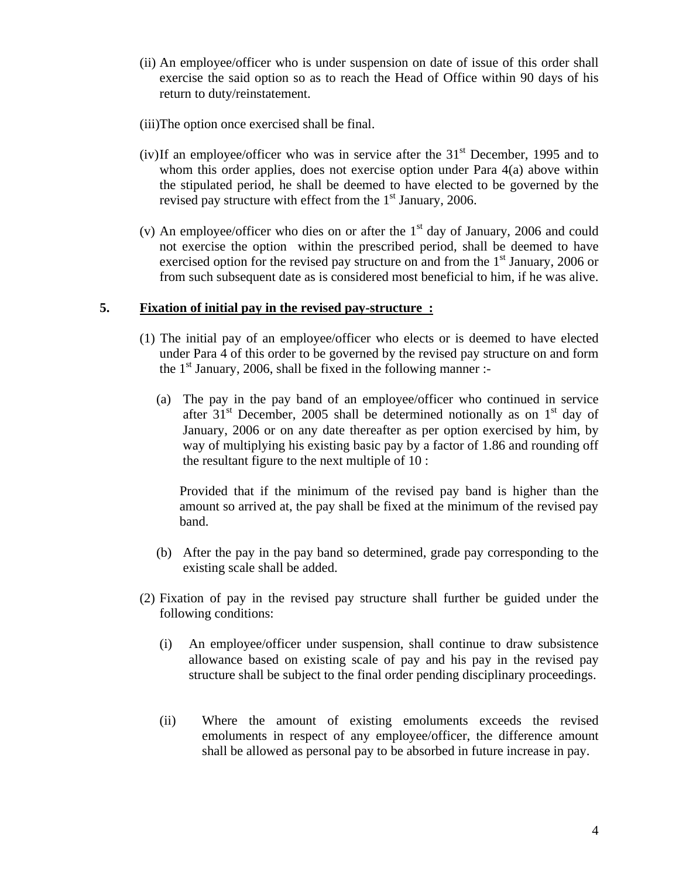(ii) An employee/officer who is under suspension on date of issue of this order shall exercise the said option so as to reach the Head of Office within 90 days of his return to duty/reinstatement.

(iii)The option once exercised shall be final.

(iv)If an employee/officer who was in service after the 31st December, 1995 and to whom this order applies, does not exercise option under Para 4(a) above within the stipulated period, he shall be deemed to have elected to be governed by the revised pay structure with effect from the 1st January, 2006.

(v) An employee/officer who dies on or after the 1st day of January, 2006 and could not exercise the option within the prescribed period, shall be deemed to have exercised option for the revised pay structure on and from the 1st January, 2006 or from such subsequent date as is considered most beneficial to him, if he was alive.

**5. <u>Fixation of initial pay in the revised pay-structure :</u>**

(1) The initial pay of an employee/officer who elects or is deemed to have elected under Para 4 of this order to be governed by the revised pay structure on and form the 1st January, 2006, shall be fixed in the following manner :-

(a) The pay in the pay band of an employee/officer who continued in service after 31st December, 2005 shall be determined notionally as on 1st day of January, 2006 or on any date thereafter as per option exercised by him, by way of multiplying his existing basic pay by a factor of 1.86 and rounding off the resultant figure to the next multiple of 10 :

Provided that if the minimum of the revised pay band is higher than the amount so arrived at, the pay shall be fixed at the minimum of the revised pay band.

(b) After the pay in the pay band so determined, grade pay corresponding to the existing scale shall be added.

(2) Fixation of pay in the revised pay structure shall further be guided under the following conditions:

(i) An employee/officer under suspension, shall continue to draw subsistence allowance based on existing scale of pay and his pay in the revised pay structure shall be subject to the final order pending disciplinary proceedings.

(ii) Where the amount of existing emoluments exceeds the revised emoluments in respect of any employee/officer, the difference amount shall be allowed as personal pay to be absorbed in future increase in pay.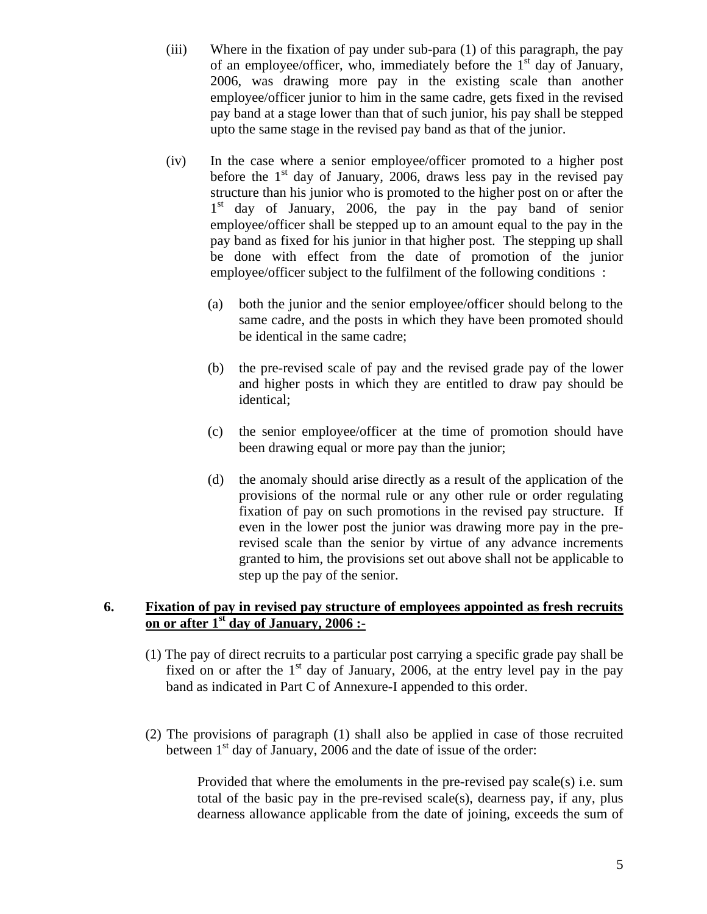(iii) Where in the fixation of pay under sub-para (1) of this paragraph, the pay of an employee/officer, who, immediately before the 1st day of January, 2006, was drawing more pay in the existing scale than another employee/officer junior to him in the same cadre, gets fixed in the revised pay band at a stage lower than that of such junior, his pay shall be stepped upto the same stage in the revised pay band as that of the junior.

(iv) In the case where a senior employee/officer promoted to a higher post before the 1st day of January, 2006, draws less pay in the revised pay structure than his junior who is promoted to the higher post on or after the 1st day of January, 2006, the pay in the pay band of senior employee/officer shall be stepped up to an amount equal to the pay in the pay band as fixed for his junior in that higher post. The stepping up shall be done with effect from the date of promotion of the junior employee/officer subject to the fulfilment of the following conditions :

(a) both the junior and the senior employee/officer should belong to the same cadre, and the posts in which they have been promoted should be identical in the same cadre;

(b) the pre-revised scale of pay and the revised grade pay of the lower and higher posts in which they are entitled to draw pay should be identical;

(c) the senior employee/officer at the time of promotion should have been drawing equal or more pay than the junior;

(d) the anomaly should arise directly as a result of the application of the provisions of the normal rule or any other rule or order regulating fixation of pay on such promotions in the revised pay structure. If even in the lower post the junior was drawing more pay in the pre-revised scale than the senior by virtue of any advance increments granted to him, the provisions set out above shall not be applicable to step up the pay of the senior.

**6. <u>Fixation of pay in revised pay structure of employees appointed as fresh recruits on or after 1st day of January, 2006 :-</u>**

(1) The pay of direct recruits to a particular post carrying a specific grade pay shall be fixed on or after the 1st day of January, 2006, at the entry level pay in the pay band as indicated in Part C of Annexure-I appended to this order.

(2) The provisions of paragraph (1) shall also be applied in case of those recruited between 1st day of January, 2006 and the date of issue of the order:

Provided that where the emoluments in the pre-revised pay scale(s) i.e. sum total of the basic pay in the pre-revised scale(s), dearness pay, if any, plus dearness allowance applicable from the date of joining, exceeds the sum of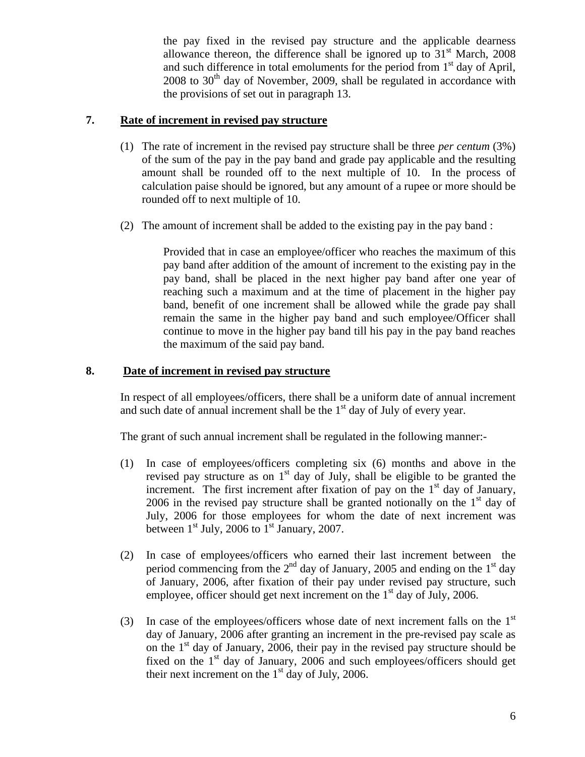the pay fixed in the revised pay structure and the applicable dearness allowance thereon, the difference shall be ignored up to 31st March, 2008 and such difference in total emoluments for the period from 1st day of April, 2008 to 30th day of November, 2009, shall be regulated in accordance with the provisions of set out in paragraph 13.

## 7. Rate of increment in revised pay structure

(1) The rate of increment in the revised pay structure shall be three *per centum* (3%) of the sum of the pay in the pay band and grade pay applicable and the resulting amount shall be rounded off to the next multiple of 10. In the process of calculation paise should be ignored, but any amount of a rupee or more should be rounded off to next multiple of 10.

(2) The amount of increment shall be added to the existing pay in the pay band :

Provided that in case an employee/officer who reaches the maximum of this pay band after addition of the amount of increment to the existing pay in the pay band, shall be placed in the next higher pay band after one year of reaching such a maximum and at the time of placement in the higher pay band, benefit of one increment shall be allowed while the grade pay shall remain the same in the higher pay band and such employee/Officer shall continue to move in the higher pay band till his pay in the pay band reaches the maximum of the said pay band.

## 8. Date of increment in revised pay structure

In respect of all employees/officers, there shall be a uniform date of annual increment and such date of annual increment shall be the 1st day of July of every year.

The grant of such annual increment shall be regulated in the following manner:-

(1) In case of employees/officers completing six (6) months and above in the revised pay structure as on 1st day of July, shall be eligible to be granted the increment. The first increment after fixation of pay on the 1st day of January, 2006 in the revised pay structure shall be granted notionally on the 1st day of July, 2006 for those employees for whom the date of next increment was between 1st July, 2006 to 1st January, 2007.

(2) In case of employees/officers who earned their last increment between the period commencing from the 2nd day of January, 2005 and ending on the 1st day of January, 2006, after fixation of their pay under revised pay structure, such employee, officer should get next increment on the 1st day of July, 2006.

(3) In case of the employees/officers whose date of next increment falls on the 1st day of January, 2006 after granting an increment in the pre-revised pay scale as on the 1st day of January, 2006, their pay in the revised pay structure should be fixed on the 1st day of January, 2006 and such employees/officers should get their next increment on the 1st day of July, 2006.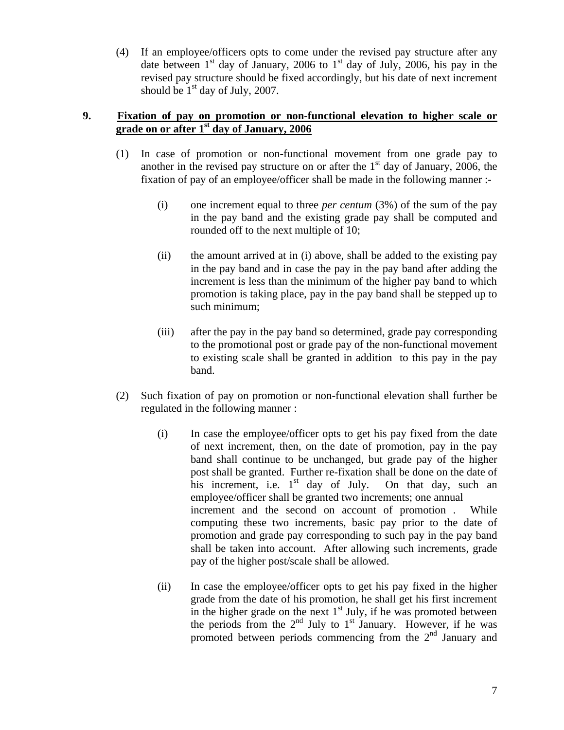(4) If an employee/officers opts to come under the revised pay structure after any date between 1st day of January, 2006 to 1st day of July, 2006, his pay in the revised pay structure should be fixed accordingly, but his date of next increment should be 1st day of July, 2007.

## 9. Fixation of pay on promotion or non-functional elevation to higher scale or grade on or after 1st day of January, 2006

(1) In case of promotion or non-functional movement from one grade pay to another in the revised pay structure on or after the 1st day of January, 2006, the fixation of pay of an employee/officer shall be made in the following manner :-

(i) one increment equal to three *per centum* (3%) of the sum of the pay in the pay band and the existing grade pay shall be computed and rounded off to the next multiple of 10;

(ii) the amount arrived at in (i) above, shall be added to the existing pay in the pay band and in case the pay in the pay band after adding the increment is less than the minimum of the higher pay band to which promotion is taking place, pay in the pay band shall be stepped up to such minimum;

(iii) after the pay in the pay band so determined, grade pay corresponding to the promotional post or grade pay of the non-functional movement to existing scale shall be granted in addition to this pay in the pay band.

(2) Such fixation of pay on promotion or non-functional elevation shall further be regulated in the following manner :

(i) In case the employee/officer opts to get his pay fixed from the date of next increment, then, on the date of promotion, pay in the pay band shall continue to be unchanged, but grade pay of the higher post shall be granted. Further re-fixation shall be done on the date of his increment, i.e. 1st day of July. On that day, such an employee/officer shall be granted two increments; one annual increment and the second on account of promotion . While computing these two increments, basic pay prior to the date of promotion and grade pay corresponding to such pay in the pay band shall be taken into account. After allowing such increments, grade pay of the higher post/scale shall be allowed.

(ii) In case the employee/officer opts to get his pay fixed in the higher grade from the date of his promotion, he shall get his first increment in the higher grade on the next 1st July, if he was promoted between the periods from the 2nd July to 1st January. However, if he was promoted between periods commencing from the 2nd January and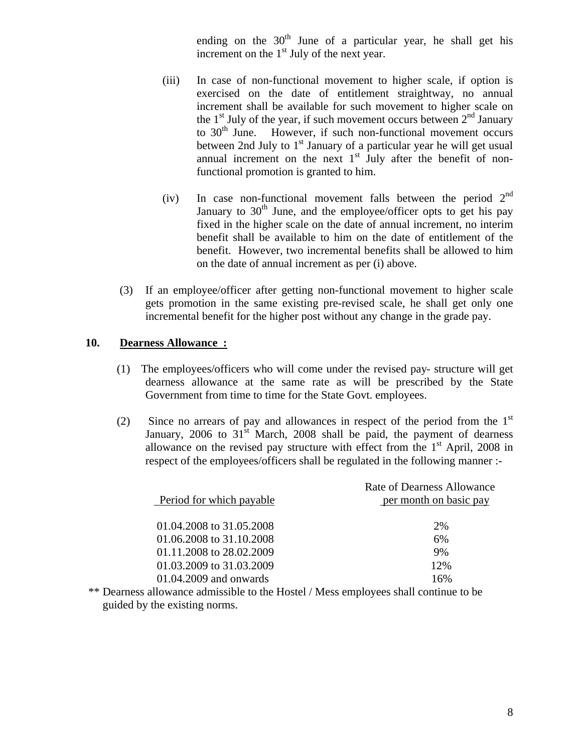ending on the 30th June of a particular year, he shall get his increment on the 1st July of the next year.

(iii) In case of non-functional movement to higher scale, if option is exercised on the date of entitlement straightway, no annual increment shall be available for such movement to higher scale on the 1st July of the year, if such movement occurs between 2nd January to 30th June. However, if such non-functional movement occurs between 2nd July to 1st January of a particular year he will get usual annual increment on the next 1st July after the benefit of non-functional promotion is granted to him.

(iv) In case non-functional movement falls between the period 2nd January to 30th June, and the employee/officer opts to get his pay fixed in the higher scale on the date of annual increment, no interim benefit shall be available to him on the date of entitlement of the benefit. However, two incremental benefits shall be allowed to him on the date of annual increment as per (i) above.

(3) If an employee/officer after getting non-functional movement to higher scale gets promotion in the same existing pre-revised scale, he shall get only one incremental benefit for the higher post without any change in the grade pay.

## 10. Dearness Allowance :

(1) The employees/officers who will come under the revised pay- structure will get dearness allowance at the same rate as will be prescribed by the State Government from time to time for the State Govt. employees.

(2) Since no arrears of pay and allowances in respect of the period from the 1st January, 2006 to 31st March, 2008 shall be paid, the payment of dearness allowance on the revised pay structure with effect from the 1st April, 2008 in respect of the employees/officers shall be regulated in the following manner :-

| Period for which payable | Rate of Dearness Allowance per month on basic pay |
|---|---|
| 01.04.2008 to 31.05.2008 | 2% |
| 01.06.2008 to 31.10.2008 | 6% |
| 01.11.2008 to 28.02.2009 | 9% |
| 01.03.2009 to 31.03.2009 | 12% |
| 01.04.2009 and onwards | 16% |

** Dearness allowance admissible to the Hostel / Mess employees shall continue to be guided by the existing norms.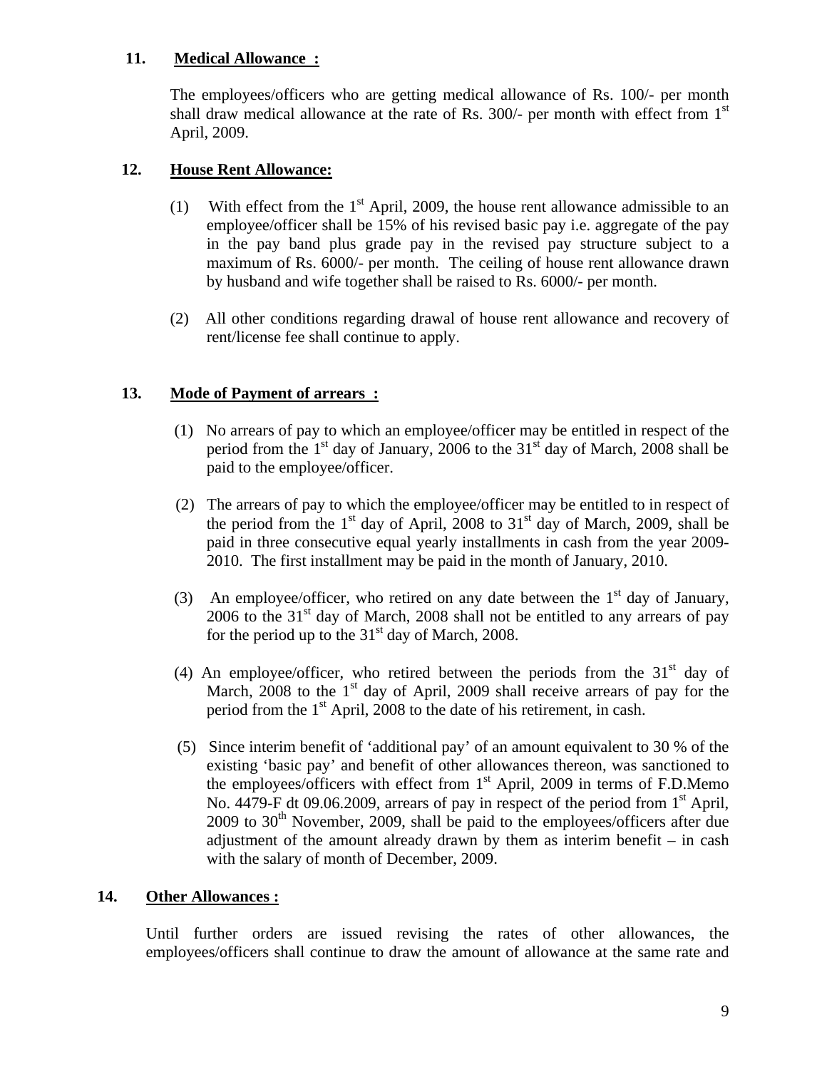**11. Medical Allowance :**

The employees/officers who are getting medical allowance of Rs. 100/- per month shall draw medical allowance at the rate of Rs. 300/- per month with effect from 1st April, 2009.

**12. House Rent Allowance:**

(1) With effect from the 1st April, 2009, the house rent allowance admissible to an employee/officer shall be 15% of his revised basic pay i.e. aggregate of the pay in the pay band plus grade pay in the revised pay structure subject to a maximum of Rs. 6000/- per month. The ceiling of house rent allowance drawn by husband and wife together shall be raised to Rs. 6000/- per month.

(2) All other conditions regarding drawal of house rent allowance and recovery of rent/license fee shall continue to apply.

**13. Mode of Payment of arrears :**

(1) No arrears of pay to which an employee/officer may be entitled in respect of the period from the 1st day of January, 2006 to the 31st day of March, 2008 shall be paid to the employee/officer.

(2) The arrears of pay to which the employee/officer may be entitled to in respect of the period from the 1st day of April, 2008 to 31st day of March, 2009, shall be paid in three consecutive equal yearly installments in cash from the year 2009-2010. The first installment may be paid in the month of January, 2010.

(3) An employee/officer, who retired on any date between the 1st day of January, 2006 to the 31st day of March, 2008 shall not be entitled to any arrears of pay for the period up to the 31st day of March, 2008.

(4) An employee/officer, who retired between the periods from the 31st day of March, 2008 to the 1st day of April, 2009 shall receive arrears of pay for the period from the 1st April, 2008 to the date of his retirement, in cash.

(5) Since interim benefit of 'additional pay' of an amount equivalent to 30 % of the existing 'basic pay' and benefit of other allowances thereon, was sanctioned to the employees/officers with effect from 1st April, 2009 in terms of F.D.Memo No. 4479-F dt 09.06.2009, arrears of pay in respect of the period from 1st April, 2009 to 30th November, 2009, shall be paid to the employees/officers after due adjustment of the amount already drawn by them as interim benefit – in cash with the salary of month of December, 2009.

**14. Other Allowances :**

Until further orders are issued revising the rates of other allowances, the employees/officers shall continue to draw the amount of allowance at the same rate and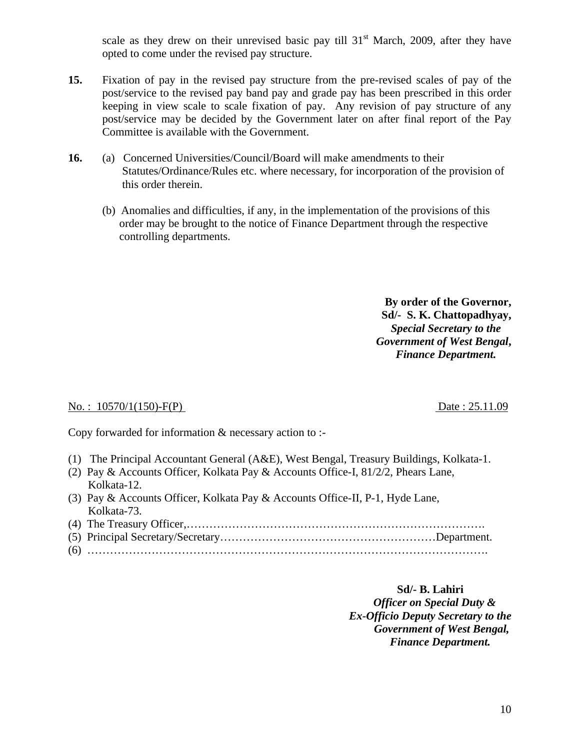scale as they drew on their unrevised basic pay till 31st March, 2009, after they have opted to come under the revised pay structure.

**15.** Fixation of pay in the revised pay structure from the pre-revised scales of pay of the post/service to the revised pay band pay and grade pay has been prescribed in this order keeping in view scale to scale fixation of pay. Any revision of pay structure of any post/service may be decided by the Government later on after final report of the Pay Committee is available with the Government.

**16.** (a) Concerned Universities/Council/Board will make amendments to their Statutes/Ordinance/Rules etc. where necessary, for incorporation of the provision of this order therein.

(b) Anomalies and difficulties, if any, in the implementation of the provisions of this order may be brought to the notice of Finance Department through the respective controlling departments.

**By order of the Governor,**
**Sd/- S. K. Chattopadhyay,**
***Special Secretary to the***
***Government of West Bengal,***
***Finance Department.***

No. : 10570/1(150)-F(P) Date : 25.11.09

Copy forwarded for information & necessary action to :-

(1) The Principal Accountant General (A&E), West Bengal, Treasury Buildings, Kolkata-1.
(2) Pay & Accounts Officer, Kolkata Pay & Accounts Office-I, 81/2/2, Phears Lane, Kolkata-12.
(3) Pay & Accounts Officer, Kolkata Pay & Accounts Office-II, P-1, Hyde Lane, Kolkata-73.
(4) The Treasury Officer,…………………………………………………………………….
(5) Principal Secretary/Secretary…………………………………………………Department.
(6) ………………………………………………………………………………………….

**Sd/- B. Lahiri**
***Officer on Special Duty &***
***Ex-Officio Deputy Secretary to the***
***Government of West Bengal,***
***Finance Department.***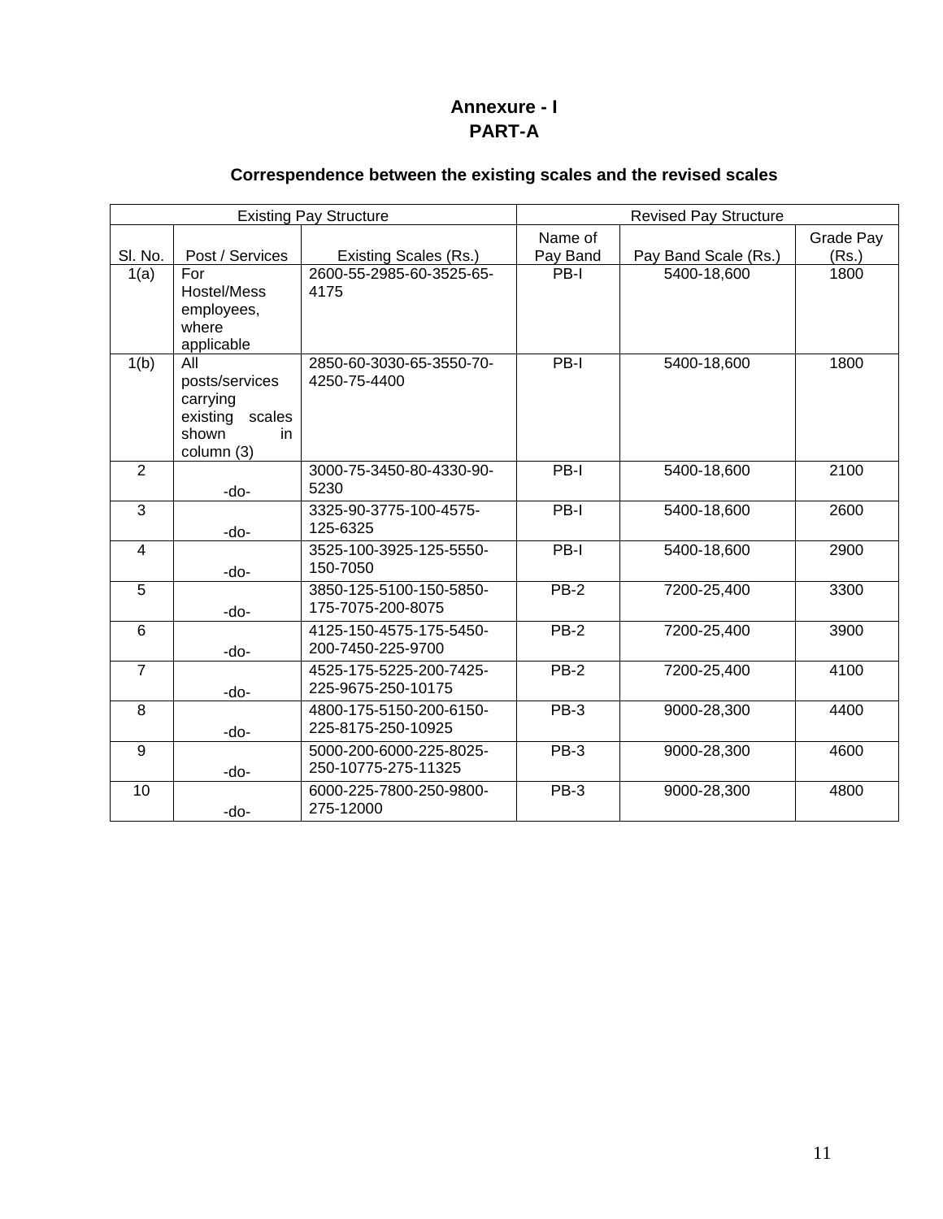# Annexure - I
## PART-A

### Correspondence between the existing scales and the revised scales

| Existing Pay Structure | | | Revised Pay Structure | | |
|---|---|---|---|---|---|
| Sl. No. | Post / Services | Existing Scales (Rs.) | Name of Pay Band | Pay Band Scale (Rs.) | Grade Pay (Rs.) |
| 1(a) | For Hostel/Mess employees, where applicable | 2600-55-2985-60-3525-65-4175 | PB-I | 5400-18,600 | 1800 |
| 1(b) | All posts/services carrying existing scales shown in column (3) | 2850-60-3030-65-3550-70-4250-75-4400 | PB-I | 5400-18,600 | 1800 |
| 2 | -do- | 3000-75-3450-80-4330-90-5230 | PB-I | 5400-18,600 | 2100 |
| 3 | -do- | 3325-90-3775-100-4575-125-6325 | PB-I | 5400-18,600 | 2600 |
| 4 | -do- | 3525-100-3925-125-5550-150-7050 | PB-I | 5400-18,600 | 2900 |
| 5 | -do- | 3850-125-5100-150-5850-175-7075-200-8075 | PB-2 | 7200-25,400 | 3300 |
| 6 | -do- | 4125-150-4575-175-5450-200-7450-225-9700 | PB-2 | 7200-25,400 | 3900 |
| 7 | -do- | 4525-175-5225-200-7425-225-9675-250-10175 | PB-2 | 7200-25,400 | 4100 |
| 8 | -do- | 4800-175-5150-200-6150-225-8175-250-10925 | PB-3 | 9000-28,300 | 4400 |
| 9 | -do- | 5000-200-6000-225-8025-250-10775-275-11325 | PB-3 | 9000-28,300 | 4600 |
| 10 | -do- | 6000-225-7800-250-9800-275-12000 | PB-3 | 9000-28,300 | 4800 |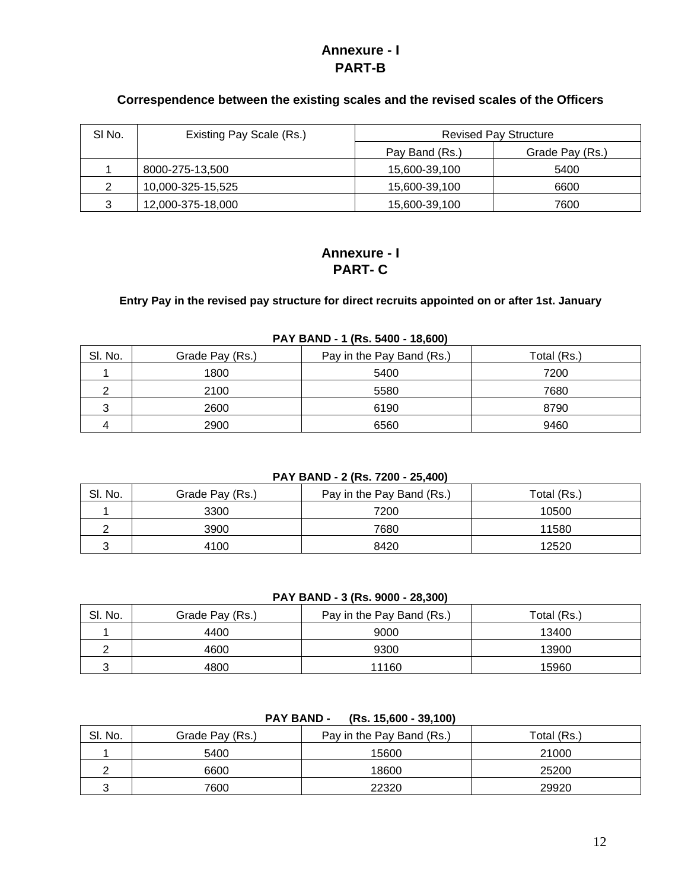## Annexure - I
## PART-B

### Correspondence between the existing scales and the revised scales of the Officers

| Sl No. | Existing Pay Scale (Rs.) | Revised Pay Structure | |
|---|---|---|---|
| | | Pay Band (Rs.) | Grade Pay (Rs.) |
| 1 | 8000-275-13,500 | 15,600-39,100 | 5400 |
| 2 | 10,000-325-15,525 | 15,600-39,100 | 6600 |
| 3 | 12,000-375-18,000 | 15,600-39,100 | 7600 |

## Annexure - I
## PART- C

### Entry Pay in the revised pay structure for direct recruits appointed on or after 1st. January

**PAY BAND - 1 (Rs. 5400 - 18,600)**

| Sl. No. | Grade Pay (Rs.) | Pay in the Pay Band (Rs.) | Total (Rs.) |
|---|---|---|---|
| 1 | 1800 | 5400 | 7200 |
| 2 | 2100 | 5580 | 7680 |
| 3 | 2600 | 6190 | 8790 |
| 4 | 2900 | 6560 | 9460 |

**PAY BAND - 2 (Rs. 7200 - 25,400)**

| Sl. No. | Grade Pay (Rs.) | Pay in the Pay Band (Rs.) | Total (Rs.) |
|---|---|---|---|
| 1 | 3300 | 7200 | 10500 |
| 2 | 3900 | 7680 | 11580 |
| 3 | 4100 | 8420 | 12520 |

**PAY BAND - 3 (Rs. 9000 - 28,300)**

| Sl. No. | Grade Pay (Rs.) | Pay in the Pay Band (Rs.) | Total (Rs.) |
|---|---|---|---|
| 1 | 4400 | 9000 | 13400 |
| 2 | 4600 | 9300 | 13900 |
| 3 | 4800 | 11160 | 15960 |

**PAY BAND - (Rs. 15,600 - 39,100)**

| Sl. No. | Grade Pay (Rs.) | Pay in the Pay Band (Rs.) | Total (Rs.) |
|---|---|---|---|
| 1 | 5400 | 15600 | 21000 |
| 2 | 6600 | 18600 | 25200 |
| 3 | 7600 | 22320 | 29920 |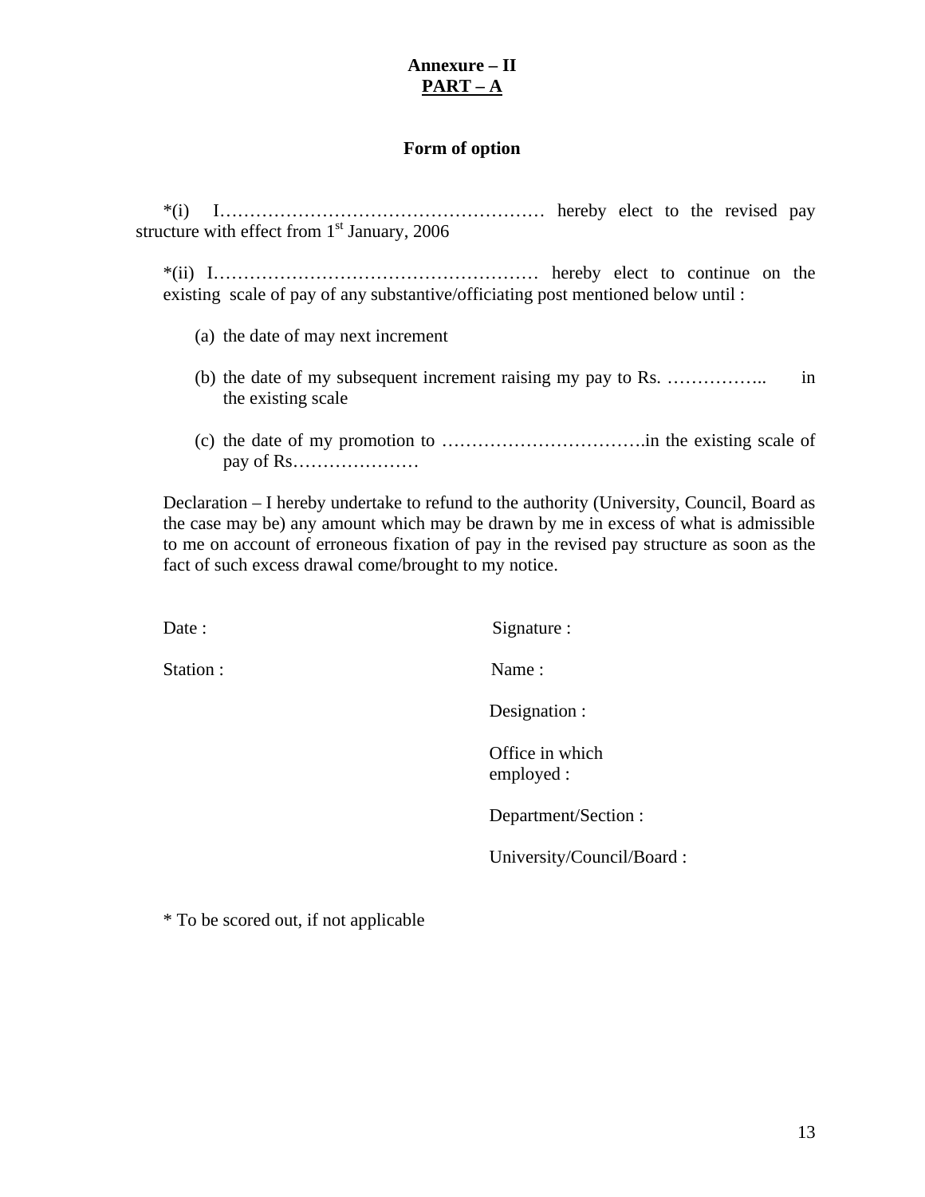**Annexure – II**
**PART – A**

**Form of option**

*(i) I……………………………………………… hereby elect to the revised pay structure with effect from 1st January, 2006

*(ii) I……………………………………………… hereby elect to continue on the existing scale of pay of any substantive/officiating post mentioned below until :

(a) the date of may next increment

(b) the date of my subsequent increment raising my pay to Rs. …………….. in the existing scale

(c) the date of my promotion to …………………………….in the existing scale of pay of Rs…………………

Declaration – I hereby undertake to refund to the authority (University, Council, Board as the case may be) any amount which may be drawn by me in excess of what is admissible to me on account of erroneous fixation of pay in the revised pay structure as soon as the fact of such excess drawal come/brought to my notice.

Date :

Station :

Signature :

Name :

Designation :

Office in which employed :

Department/Section :

University/Council/Board :

* To be scored out, if not applicable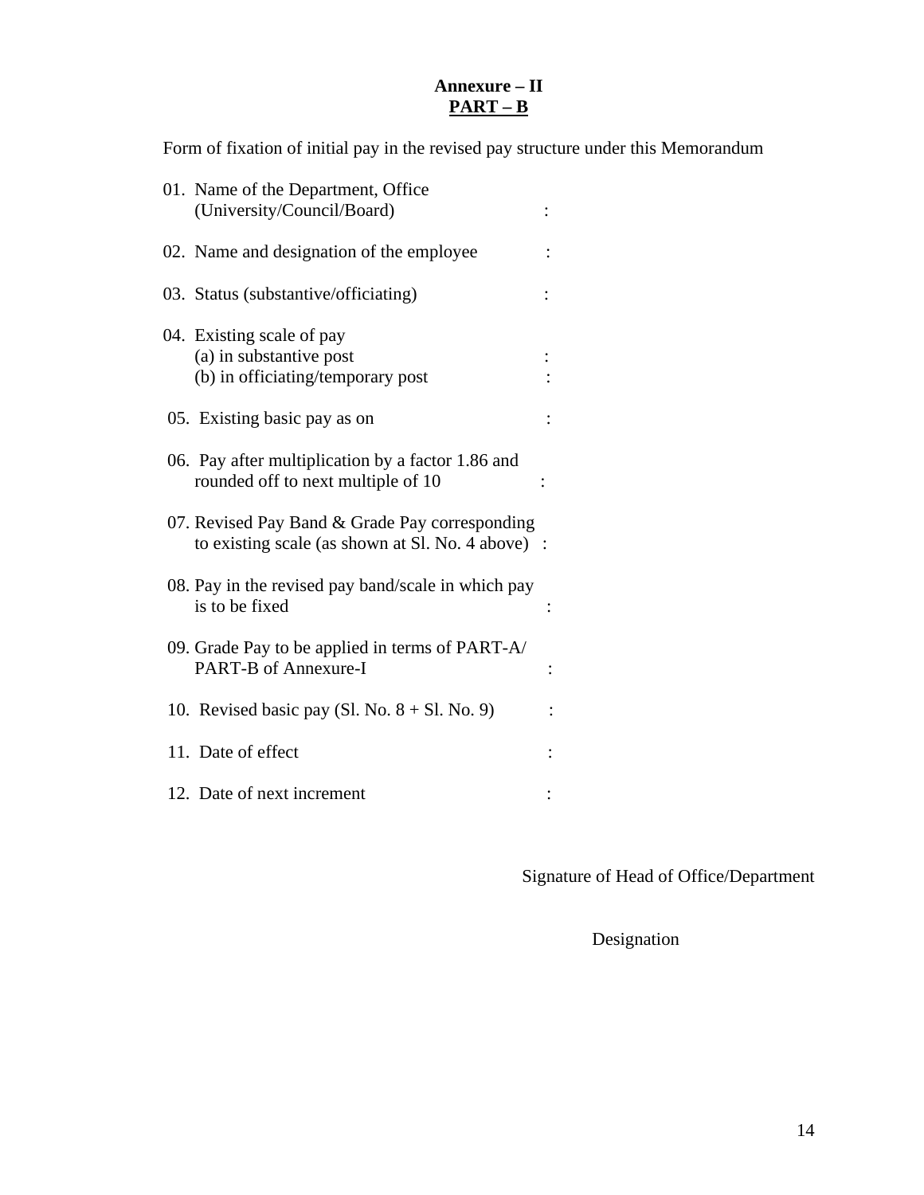**Annexure – II**
**PART – B**

Form of fixation of initial pay in the revised pay structure under this Memorandum

01. Name of the Department, Office (University/Council/Board) :

02. Name and designation of the employee :

03. Status (substantive/officiating) :

04. Existing scale of pay
    (a) in substantive post :
    (b) in officiating/temporary post :

05. Existing basic pay as on :

06. Pay after multiplication by a factor 1.86 and rounded off to next multiple of 10 :

07. Revised Pay Band & Grade Pay corresponding to existing scale (as shown at Sl. No. 4 above) :

08. Pay in the revised pay band/scale in which pay is to be fixed :

09. Grade Pay to be applied in terms of PART-A/ PART-B of Annexure-I :

10. Revised basic pay (Sl. No. 8 + Sl. No. 9) :

11. Date of effect :

12. Date of next increment :

Signature of Head of Office/Department

Designation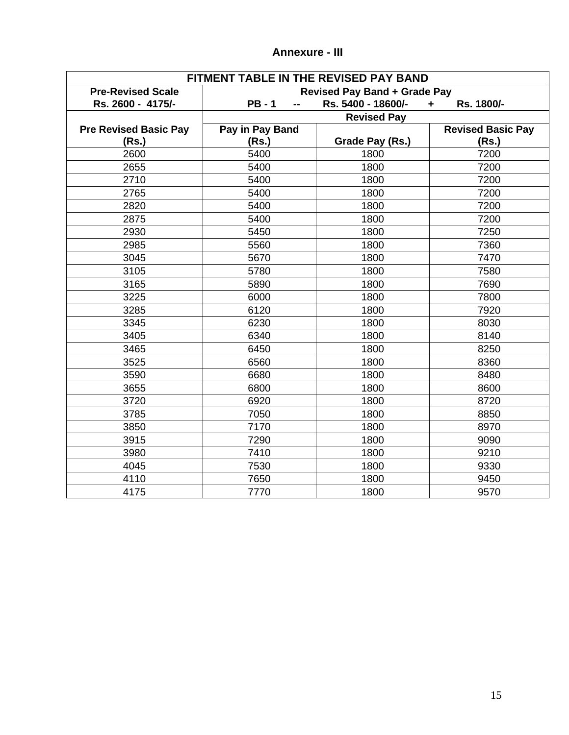**Annexure - III**

| FITMENT TABLE IN THE REVISED PAY BAND | | | |
|---|---|---|---|
| **Pre-Revised Scale Rs. 2600 - 4175/-** | **Revised Pay Band + Grade Pay PB - 1 -- Rs. 5400 - 18600/- + Rs. 1800/-** | | |
| | **Revised Pay** | | |
| **Pre Revised Basic Pay (Rs.)** | **Pay in Pay Band (Rs.)** | **Grade Pay (Rs.)** | **Revised Basic Pay (Rs.)** |
| 2600 | 5400 | 1800 | 7200 |
| 2655 | 5400 | 1800 | 7200 |
| 2710 | 5400 | 1800 | 7200 |
| 2765 | 5400 | 1800 | 7200 |
| 2820 | 5400 | 1800 | 7200 |
| 2875 | 5400 | 1800 | 7200 |
| 2930 | 5450 | 1800 | 7250 |
| 2985 | 5560 | 1800 | 7360 |
| 3045 | 5670 | 1800 | 7470 |
| 3105 | 5780 | 1800 | 7580 |
| 3165 | 5890 | 1800 | 7690 |
| 3225 | 6000 | 1800 | 7800 |
| 3285 | 6120 | 1800 | 7920 |
| 3345 | 6230 | 1800 | 8030 |
| 3405 | 6340 | 1800 | 8140 |
| 3465 | 6450 | 1800 | 8250 |
| 3525 | 6560 | 1800 | 8360 |
| 3590 | 6680 | 1800 | 8480 |
| 3655 | 6800 | 1800 | 8600 |
| 3720 | 6920 | 1800 | 8720 |
| 3785 | 7050 | 1800 | 8850 |
| 3850 | 7170 | 1800 | 8970 |
| 3915 | 7290 | 1800 | 9090 |
| 3980 | 7410 | 1800 | 9210 |
| 4045 | 7530 | 1800 | 9330 |
| 4110 | 7650 | 1800 | 9450 |
| 4175 | 7770 | 1800 | 9570 |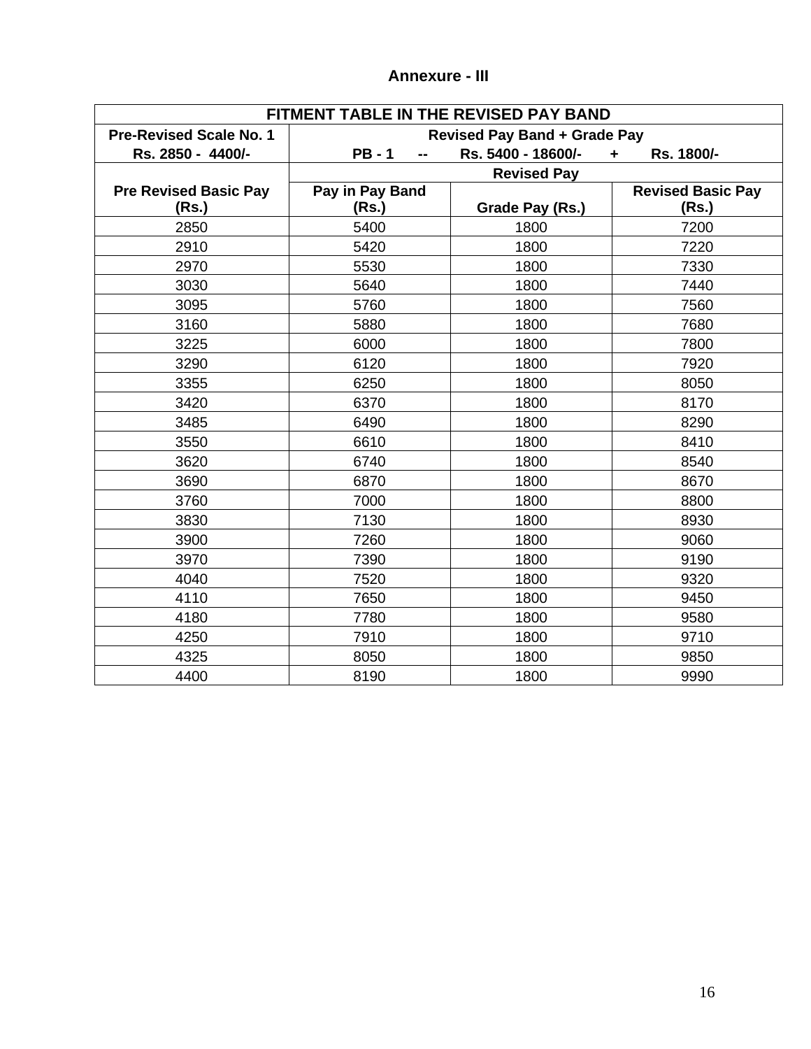## Annexure - III

| FITMENT TABLE IN THE REVISED PAY BAND | | | |
|---|---|---|---|
| **Pre-Revised Scale No. 1 Rs. 2850 - 4400/-** | **Revised Pay Band + Grade Pay PB - 1 -- Rs. 5400 - 18600/- + Rs. 1800/-** | | |
| | **Revised Pay** | | |
| **Pre Revised Basic Pay (Rs.)** | **Pay in Pay Band (Rs.)** | **Grade Pay (Rs.)** | **Revised Basic Pay (Rs.)** |
| 2850 | 5400 | 1800 | 7200 |
| 2910 | 5420 | 1800 | 7220 |
| 2970 | 5530 | 1800 | 7330 |
| 3030 | 5640 | 1800 | 7440 |
| 3095 | 5760 | 1800 | 7560 |
| 3160 | 5880 | 1800 | 7680 |
| 3225 | 6000 | 1800 | 7800 |
| 3290 | 6120 | 1800 | 7920 |
| 3355 | 6250 | 1800 | 8050 |
| 3420 | 6370 | 1800 | 8170 |
| 3485 | 6490 | 1800 | 8290 |
| 3550 | 6610 | 1800 | 8410 |
| 3620 | 6740 | 1800 | 8540 |
| 3690 | 6870 | 1800 | 8670 |
| 3760 | 7000 | 1800 | 8800 |
| 3830 | 7130 | 1800 | 8930 |
| 3900 | 7260 | 1800 | 9060 |
| 3970 | 7390 | 1800 | 9190 |
| 4040 | 7520 | 1800 | 9320 |
| 4110 | 7650 | 1800 | 9450 |
| 4180 | 7780 | 1800 | 9580 |
| 4250 | 7910 | 1800 | 9710 |
| 4325 | 8050 | 1800 | 9850 |
| 4400 | 8190 | 1800 | 9990 |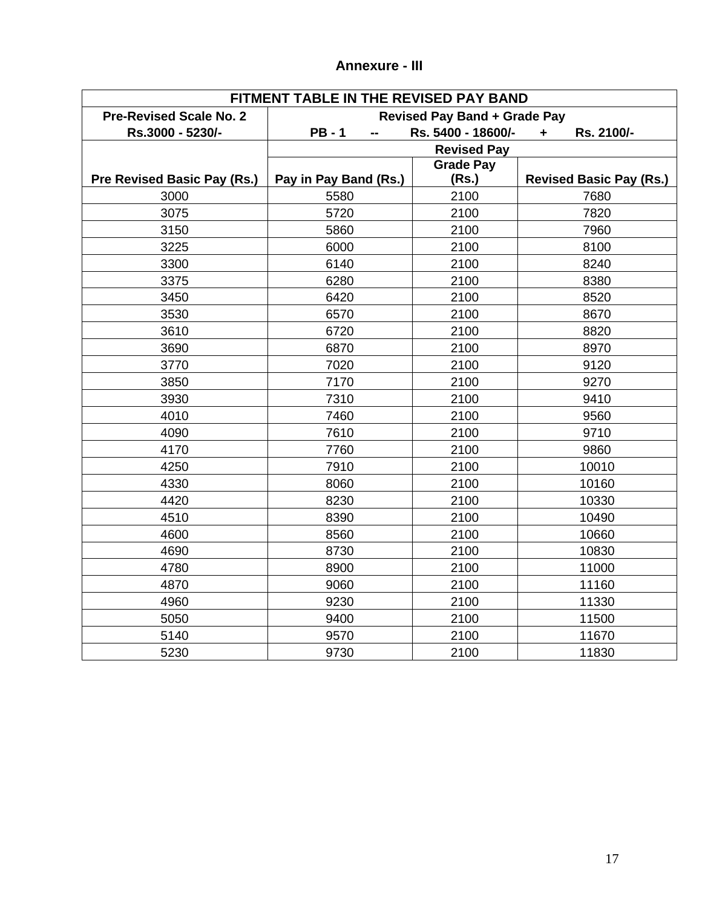## Annexure - III

| FITMENT TABLE IN THE REVISED PAY BAND | | | |
|---|---|---|---|
| Pre-Revised Scale No. 2<br>Rs.3000 - 5230/- | Revised Pay Band + Grade Pay<br>PB - 1 -- Rs. 5400 - 18600/- + Rs. 2100/- | | |
| | Revised Pay | | |
| Pre Revised Basic Pay (Rs.) | Pay in Pay Band (Rs.) | Grade Pay (Rs.) | Revised Basic Pay (Rs.) |
| 3000 | 5580 | 2100 | 7680 |
| 3075 | 5720 | 2100 | 7820 |
| 3150 | 5860 | 2100 | 7960 |
| 3225 | 6000 | 2100 | 8100 |
| 3300 | 6140 | 2100 | 8240 |
| 3375 | 6280 | 2100 | 8380 |
| 3450 | 6420 | 2100 | 8520 |
| 3530 | 6570 | 2100 | 8670 |
| 3610 | 6720 | 2100 | 8820 |
| 3690 | 6870 | 2100 | 8970 |
| 3770 | 7020 | 2100 | 9120 |
| 3850 | 7170 | 2100 | 9270 |
| 3930 | 7310 | 2100 | 9410 |
| 4010 | 7460 | 2100 | 9560 |
| 4090 | 7610 | 2100 | 9710 |
| 4170 | 7760 | 2100 | 9860 |
| 4250 | 7910 | 2100 | 10010 |
| 4330 | 8060 | 2100 | 10160 |
| 4420 | 8230 | 2100 | 10330 |
| 4510 | 8390 | 2100 | 10490 |
| 4600 | 8560 | 2100 | 10660 |
| 4690 | 8730 | 2100 | 10830 |
| 4780 | 8900 | 2100 | 11000 |
| 4870 | 9060 | 2100 | 11160 |
| 4960 | 9230 | 2100 | 11330 |
| 5050 | 9400 | 2100 | 11500 |
| 5140 | 9570 | 2100 | 11670 |
| 5230 | 9730 | 2100 | 11830 |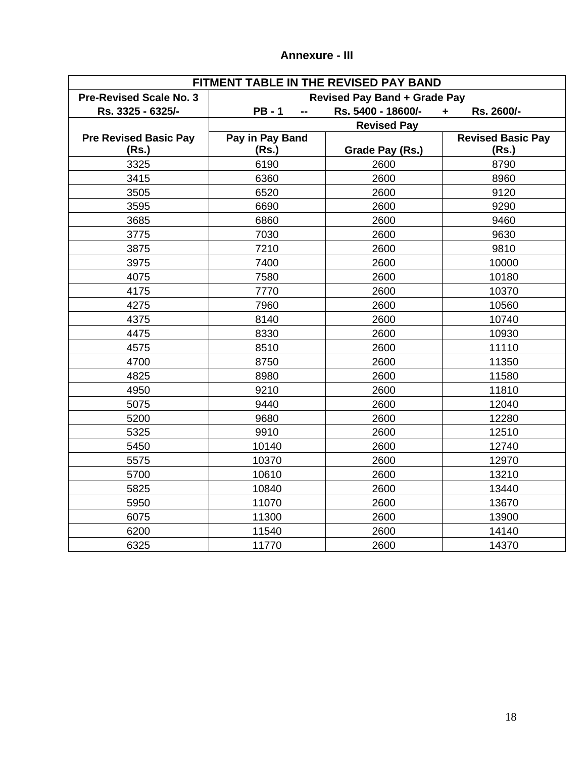**Annexure - III**

| FITMENT TABLE IN THE REVISED PAY BAND | | | |
|---|---|---|---|
| **Pre-Revised Scale No. 3**<br>**Rs. 3325 - 6325/-** | **Revised Pay Band + Grade Pay**<br>**PB - 1 -- Rs. 5400 - 18600/- + Rs. 2600/-** | | |
| | **Revised Pay** | | |
| **Pre Revised Basic Pay (Rs.)** | **Pay in Pay Band (Rs.)** | **Grade Pay (Rs.)** | **Revised Basic Pay (Rs.)** |
| 3325 | 6190 | 2600 | 8790 |
| 3415 | 6360 | 2600 | 8960 |
| 3505 | 6520 | 2600 | 9120 |
| 3595 | 6690 | 2600 | 9290 |
| 3685 | 6860 | 2600 | 9460 |
| 3775 | 7030 | 2600 | 9630 |
| 3875 | 7210 | 2600 | 9810 |
| 3975 | 7400 | 2600 | 10000 |
| 4075 | 7580 | 2600 | 10180 |
| 4175 | 7770 | 2600 | 10370 |
| 4275 | 7960 | 2600 | 10560 |
| 4375 | 8140 | 2600 | 10740 |
| 4475 | 8330 | 2600 | 10930 |
| 4575 | 8510 | 2600 | 11110 |
| 4700 | 8750 | 2600 | 11350 |
| 4825 | 8980 | 2600 | 11580 |
| 4950 | 9210 | 2600 | 11810 |
| 5075 | 9440 | 2600 | 12040 |
| 5200 | 9680 | 2600 | 12280 |
| 5325 | 9910 | 2600 | 12510 |
| 5450 | 10140 | 2600 | 12740 |
| 5575 | 10370 | 2600 | 12970 |
| 5700 | 10610 | 2600 | 13210 |
| 5825 | 10840 | 2600 | 13440 |
| 5950 | 11070 | 2600 | 13670 |
| 6075 | 11300 | 2600 | 13900 |
| 6200 | 11540 | 2600 | 14140 |
| 6325 | 11770 | 2600 | 14370 |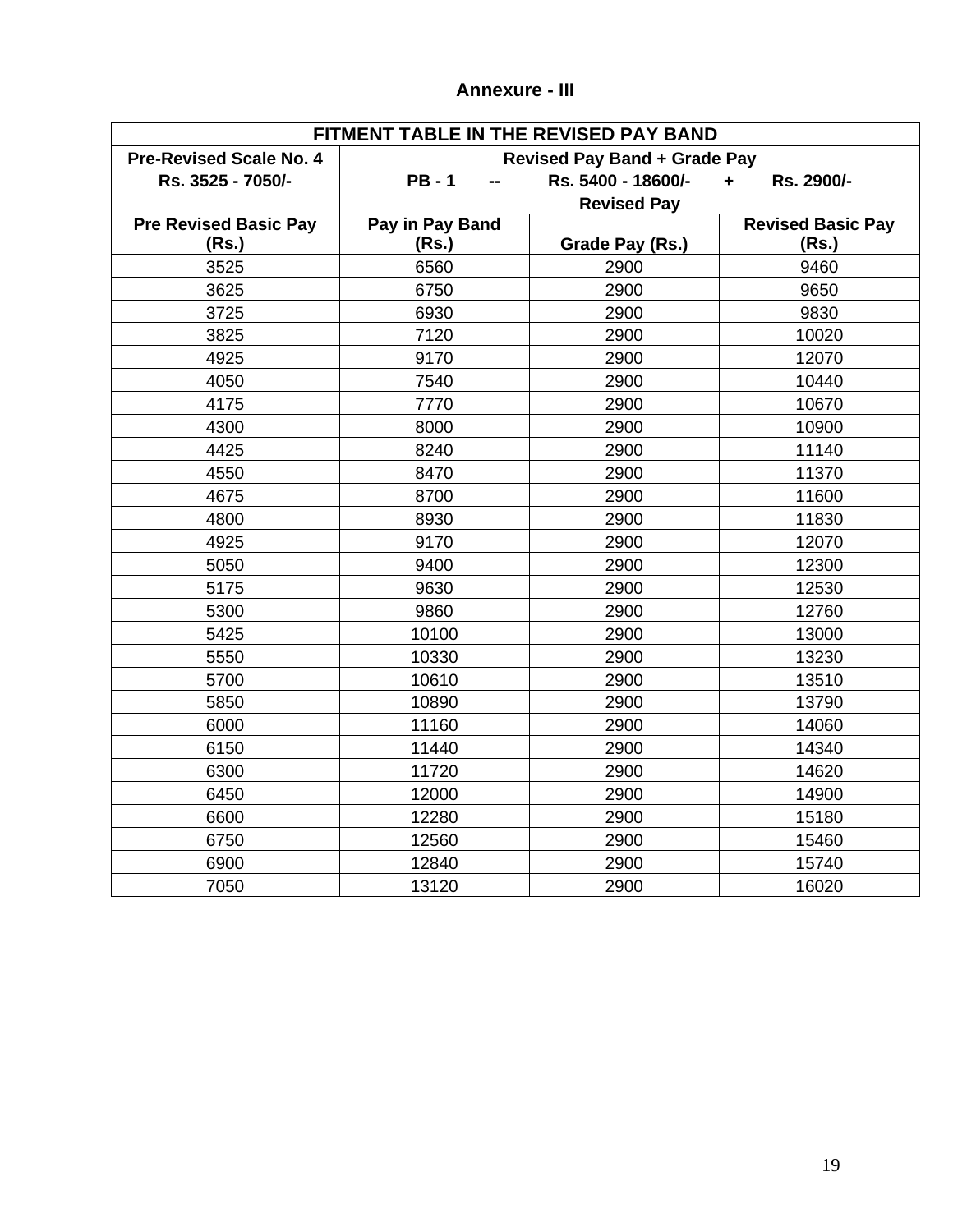**Annexure - III**

| FITMENT TABLE IN THE REVISED PAY BAND | | | |
|---|---|---|---|
| Pre-Revised Scale No. 4<br>Rs. 3525 - 7050/- | Revised Pay Band + Grade Pay<br>PB - 1 -- Rs. 5400 - 18600/- + Rs. 2900/- | | |
| | Revised Pay | | |
| Pre Revised Basic Pay (Rs.) | Pay in Pay Band (Rs.) | Grade Pay (Rs.) | Revised Basic Pay (Rs.) |
| 3525 | 6560 | 2900 | 9460 |
| 3625 | 6750 | 2900 | 9650 |
| 3725 | 6930 | 2900 | 9830 |
| 3825 | 7120 | 2900 | 10020 |
| 4925 | 9170 | 2900 | 12070 |
| 4050 | 7540 | 2900 | 10440 |
| 4175 | 7770 | 2900 | 10670 |
| 4300 | 8000 | 2900 | 10900 |
| 4425 | 8240 | 2900 | 11140 |
| 4550 | 8470 | 2900 | 11370 |
| 4675 | 8700 | 2900 | 11600 |
| 4800 | 8930 | 2900 | 11830 |
| 4925 | 9170 | 2900 | 12070 |
| 5050 | 9400 | 2900 | 12300 |
| 5175 | 9630 | 2900 | 12530 |
| 5300 | 9860 | 2900 | 12760 |
| 5425 | 10100 | 2900 | 13000 |
| 5550 | 10330 | 2900 | 13230 |
| 5700 | 10610 | 2900 | 13510 |
| 5850 | 10890 | 2900 | 13790 |
| 6000 | 11160 | 2900 | 14060 |
| 6150 | 11440 | 2900 | 14340 |
| 6300 | 11720 | 2900 | 14620 |
| 6450 | 12000 | 2900 | 14900 |
| 6600 | 12280 | 2900 | 15180 |
| 6750 | 12560 | 2900 | 15460 |
| 6900 | 12840 | 2900 | 15740 |
| 7050 | 13120 | 2900 | 16020 |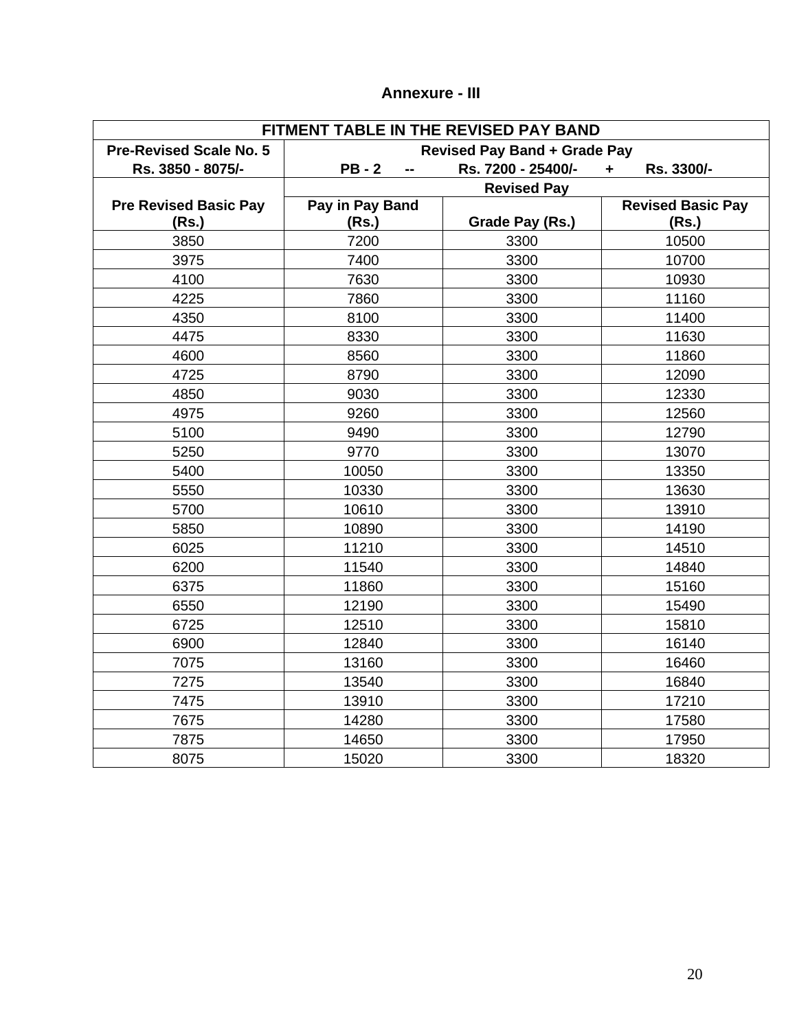## Annexure - III

| FITMENT TABLE IN THE REVISED PAY BAND | | | |
|---|---|---|---|
| **Pre-Revised Scale No. 5 Rs. 3850 - 8075/-** | **Revised Pay Band + Grade Pay PB - 2 -- Rs. 7200 - 25400/- + Rs. 3300/-** | | |
| | **Revised Pay** | | |
| **Pre Revised Basic Pay (Rs.)** | **Pay in Pay Band (Rs.)** | **Grade Pay (Rs.)** | **Revised Basic Pay (Rs.)** |
| 3850 | 7200 | 3300 | 10500 |
| 3975 | 7400 | 3300 | 10700 |
| 4100 | 7630 | 3300 | 10930 |
| 4225 | 7860 | 3300 | 11160 |
| 4350 | 8100 | 3300 | 11400 |
| 4475 | 8330 | 3300 | 11630 |
| 4600 | 8560 | 3300 | 11860 |
| 4725 | 8790 | 3300 | 12090 |
| 4850 | 9030 | 3300 | 12330 |
| 4975 | 9260 | 3300 | 12560 |
| 5100 | 9490 | 3300 | 12790 |
| 5250 | 9770 | 3300 | 13070 |
| 5400 | 10050 | 3300 | 13350 |
| 5550 | 10330 | 3300 | 13630 |
| 5700 | 10610 | 3300 | 13910 |
| 5850 | 10890 | 3300 | 14190 |
| 6025 | 11210 | 3300 | 14510 |
| 6200 | 11540 | 3300 | 14840 |
| 6375 | 11860 | 3300 | 15160 |
| 6550 | 12190 | 3300 | 15490 |
| 6725 | 12510 | 3300 | 15810 |
| 6900 | 12840 | 3300 | 16140 |
| 7075 | 13160 | 3300 | 16460 |
| 7275 | 13540 | 3300 | 16840 |
| 7475 | 13910 | 3300 | 17210 |
| 7675 | 14280 | 3300 | 17580 |
| 7875 | 14650 | 3300 | 17950 |
| 8075 | 15020 | 3300 | 18320 |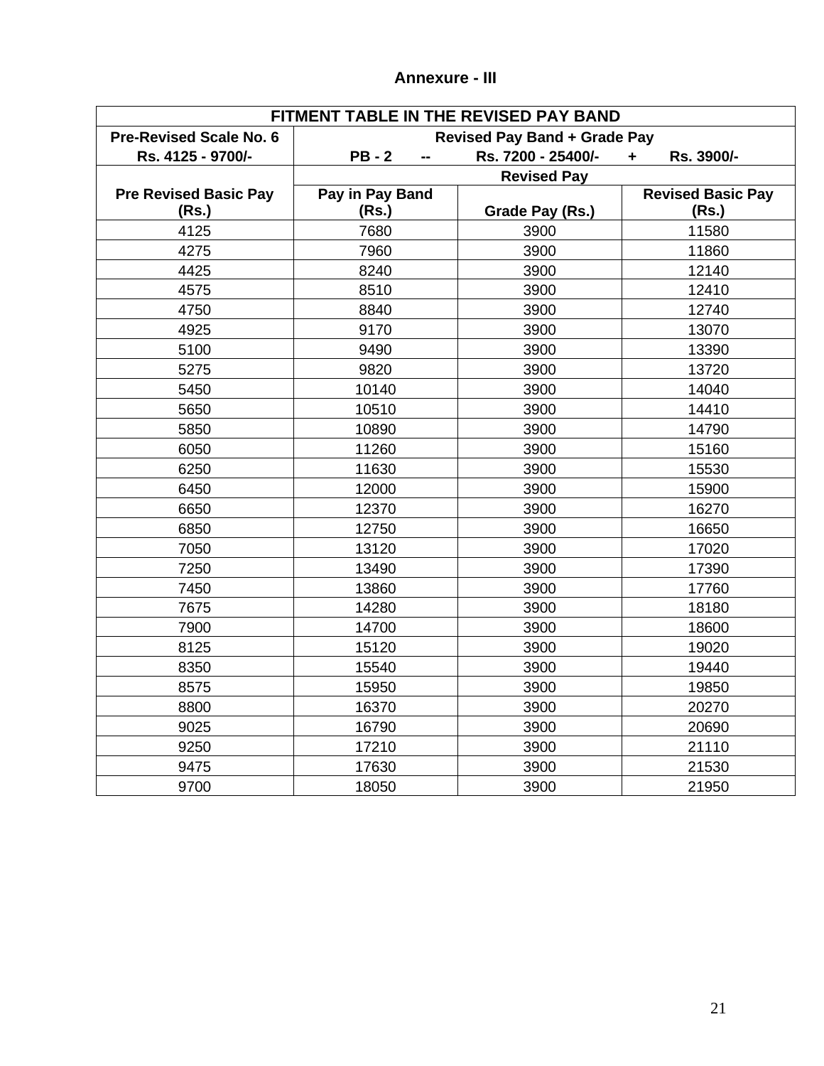## Annexure - III

| FITMENT TABLE IN THE REVISED PAY BAND | | | |
|---|---|---|---|
| **Pre-Revised Scale No. 6 Rs. 4125 - 9700/-** | **Revised Pay Band + Grade Pay PB - 2 -- Rs. 7200 - 25400/- + Rs. 3900/-** | | |
| | **Revised Pay** | | |
| **Pre Revised Basic Pay (Rs.)** | **Pay in Pay Band (Rs.)** | **Grade Pay (Rs.)** | **Revised Basic Pay (Rs.)** |
| 4125 | 7680 | 3900 | 11580 |
| 4275 | 7960 | 3900 | 11860 |
| 4425 | 8240 | 3900 | 12140 |
| 4575 | 8510 | 3900 | 12410 |
| 4750 | 8840 | 3900 | 12740 |
| 4925 | 9170 | 3900 | 13070 |
| 5100 | 9490 | 3900 | 13390 |
| 5275 | 9820 | 3900 | 13720 |
| 5450 | 10140 | 3900 | 14040 |
| 5650 | 10510 | 3900 | 14410 |
| 5850 | 10890 | 3900 | 14790 |
| 6050 | 11260 | 3900 | 15160 |
| 6250 | 11630 | 3900 | 15530 |
| 6450 | 12000 | 3900 | 15900 |
| 6650 | 12370 | 3900 | 16270 |
| 6850 | 12750 | 3900 | 16650 |
| 7050 | 13120 | 3900 | 17020 |
| 7250 | 13490 | 3900 | 17390 |
| 7450 | 13860 | 3900 | 17760 |
| 7675 | 14280 | 3900 | 18180 |
| 7900 | 14700 | 3900 | 18600 |
| 8125 | 15120 | 3900 | 19020 |
| 8350 | 15540 | 3900 | 19440 |
| 8575 | 15950 | 3900 | 19850 |
| 8800 | 16370 | 3900 | 20270 |
| 9025 | 16790 | 3900 | 20690 |
| 9250 | 17210 | 3900 | 21110 |
| 9475 | 17630 | 3900 | 21530 |
| 9700 | 18050 | 3900 | 21950 |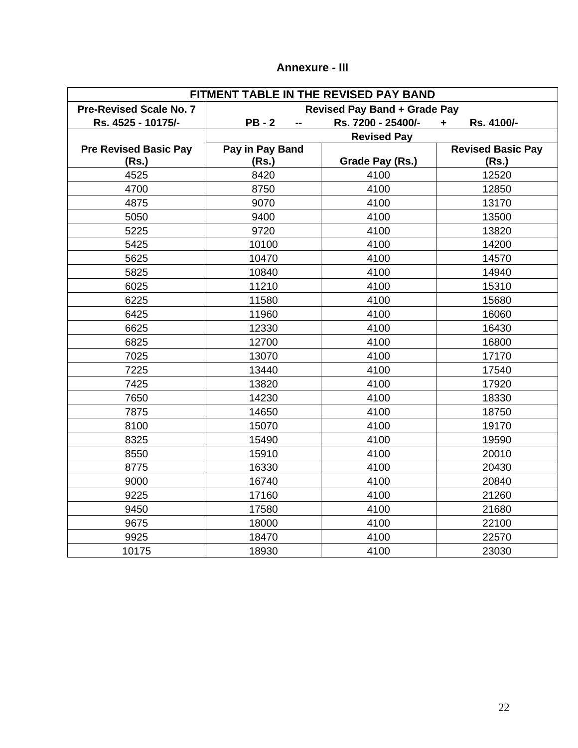## Annexure - III

| FITMENT TABLE IN THE REVISED PAY BAND | | | |
|---|---|---|---|
| **Pre-Revised Scale No. 7 Rs. 4525 - 10175/-** | **Revised Pay Band + Grade Pay PB - 2 -- Rs. 7200 - 25400/- + Rs. 4100/-** | | |
| | **Revised Pay** | | |
| **Pre Revised Basic Pay (Rs.)** | **Pay in Pay Band (Rs.)** | **Grade Pay (Rs.)** | **Revised Basic Pay (Rs.)** |
| 4525 | 8420 | 4100 | 12520 |
| 4700 | 8750 | 4100 | 12850 |
| 4875 | 9070 | 4100 | 13170 |
| 5050 | 9400 | 4100 | 13500 |
| 5225 | 9720 | 4100 | 13820 |
| 5425 | 10100 | 4100 | 14200 |
| 5625 | 10470 | 4100 | 14570 |
| 5825 | 10840 | 4100 | 14940 |
| 6025 | 11210 | 4100 | 15310 |
| 6225 | 11580 | 4100 | 15680 |
| 6425 | 11960 | 4100 | 16060 |
| 6625 | 12330 | 4100 | 16430 |
| 6825 | 12700 | 4100 | 16800 |
| 7025 | 13070 | 4100 | 17170 |
| 7225 | 13440 | 4100 | 17540 |
| 7425 | 13820 | 4100 | 17920 |
| 7650 | 14230 | 4100 | 18330 |
| 7875 | 14650 | 4100 | 18750 |
| 8100 | 15070 | 4100 | 19170 |
| 8325 | 15490 | 4100 | 19590 |
| 8550 | 15910 | 4100 | 20010 |
| 8775 | 16330 | 4100 | 20430 |
| 9000 | 16740 | 4100 | 20840 |
| 9225 | 17160 | 4100 | 21260 |
| 9450 | 17580 | 4100 | 21680 |
| 9675 | 18000 | 4100 | 22100 |
| 9925 | 18470 | 4100 | 22570 |
| 10175 | 18930 | 4100 | 23030 |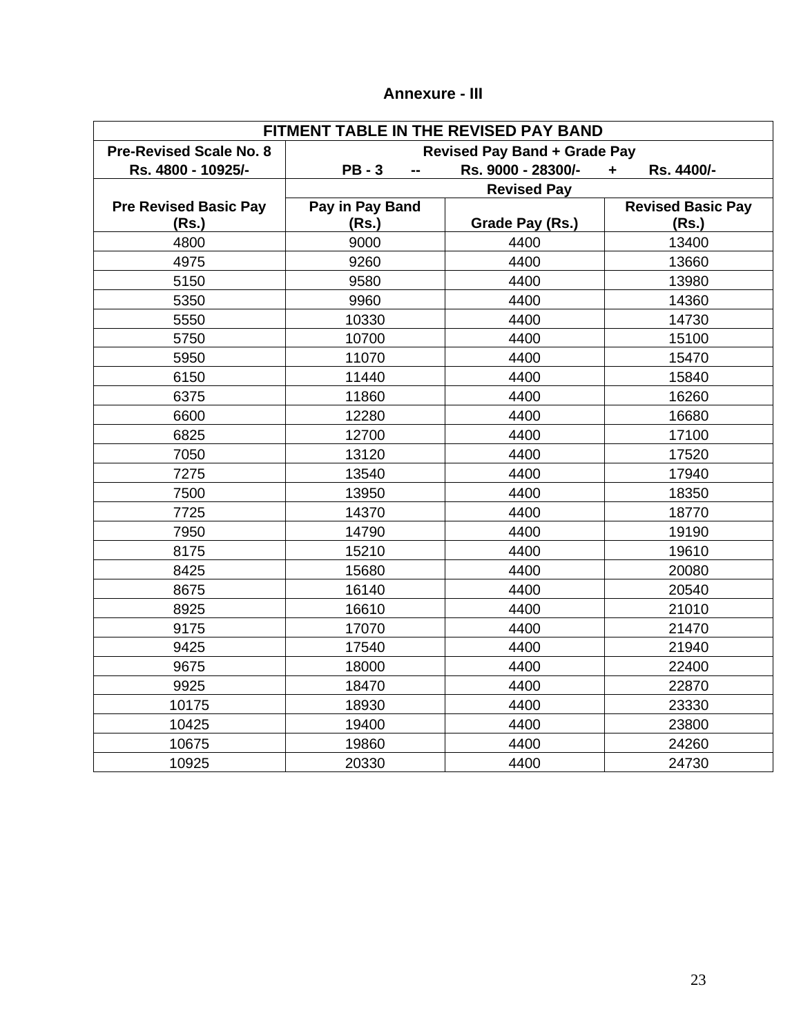**Annexure - III**

| FITMENT TABLE IN THE REVISED PAY BAND | | | |
|---|---|---|---|
| Pre-Revised Scale No. 8<br>Rs. 4800 - 10925/- | Revised Pay Band + Grade Pay<br>PB - 3 -- Rs. 9000 - 28300/- + Rs. 4400/- | | |
| | Revised Pay | | |
| Pre Revised Basic Pay (Rs.) | Pay in Pay Band (Rs.) | Grade Pay (Rs.) | Revised Basic Pay (Rs.) |
| 4800 | 9000 | 4400 | 13400 |
| 4975 | 9260 | 4400 | 13660 |
| 5150 | 9580 | 4400 | 13980 |
| 5350 | 9960 | 4400 | 14360 |
| 5550 | 10330 | 4400 | 14730 |
| 5750 | 10700 | 4400 | 15100 |
| 5950 | 11070 | 4400 | 15470 |
| 6150 | 11440 | 4400 | 15840 |
| 6375 | 11860 | 4400 | 16260 |
| 6600 | 12280 | 4400 | 16680 |
| 6825 | 12700 | 4400 | 17100 |
| 7050 | 13120 | 4400 | 17520 |
| 7275 | 13540 | 4400 | 17940 |
| 7500 | 13950 | 4400 | 18350 |
| 7725 | 14370 | 4400 | 18770 |
| 7950 | 14790 | 4400 | 19190 |
| 8175 | 15210 | 4400 | 19610 |
| 8425 | 15680 | 4400 | 20080 |
| 8675 | 16140 | 4400 | 20540 |
| 8925 | 16610 | 4400 | 21010 |
| 9175 | 17070 | 4400 | 21470 |
| 9425 | 17540 | 4400 | 21940 |
| 9675 | 18000 | 4400 | 22400 |
| 9925 | 18470 | 4400 | 22870 |
| 10175 | 18930 | 4400 | 23330 |
| 10425 | 19400 | 4400 | 23800 |
| 10675 | 19860 | 4400 | 24260 |
| 10925 | 20330 | 4400 | 24730 |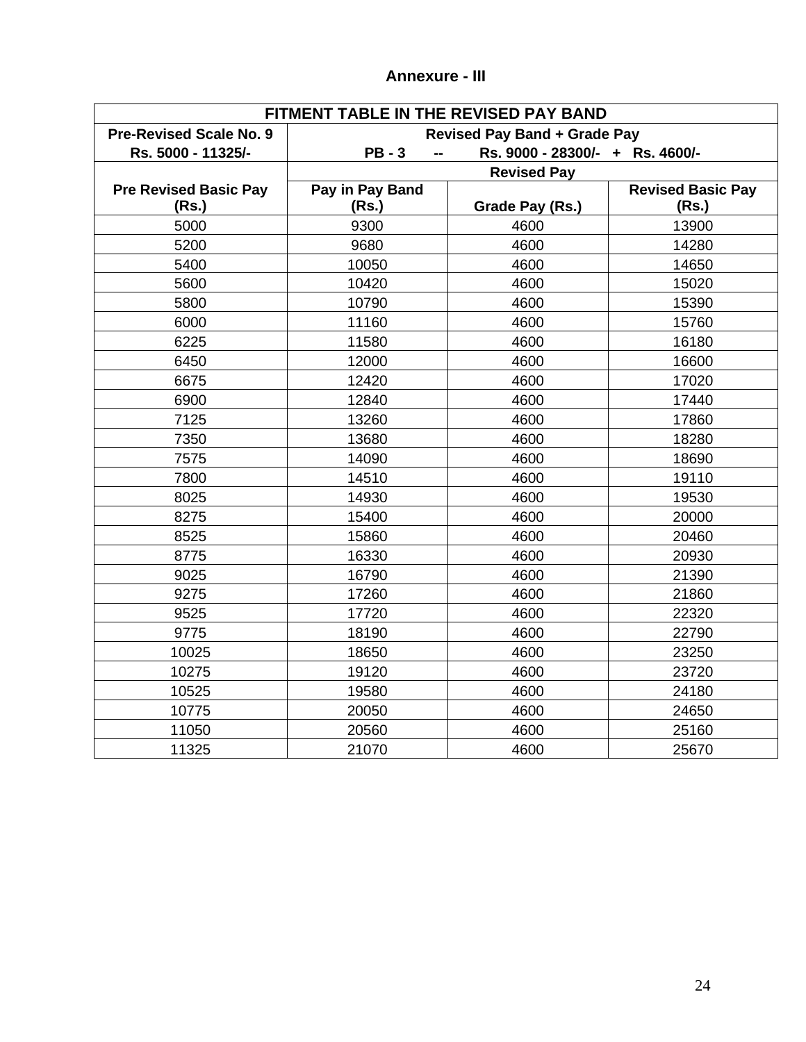**Annexure - III**

| FITMENT TABLE IN THE REVISED PAY BAND | | | |
|---|---|---|---|
| **Pre-Revised Scale No. 9**<br>**Rs. 5000 - 11325/-** | **Revised Pay Band + Grade Pay**<br>**PB - 3 -- Rs. 9000 - 28300/- + Rs. 4600/-** | | |
| | **Revised Pay** | | |
| **Pre Revised Basic Pay (Rs.)** | **Pay in Pay Band (Rs.)** | **Grade Pay (Rs.)** | **Revised Basic Pay (Rs.)** |
| 5000 | 9300 | 4600 | 13900 |
| 5200 | 9680 | 4600 | 14280 |
| 5400 | 10050 | 4600 | 14650 |
| 5600 | 10420 | 4600 | 15020 |
| 5800 | 10790 | 4600 | 15390 |
| 6000 | 11160 | 4600 | 15760 |
| 6225 | 11580 | 4600 | 16180 |
| 6450 | 12000 | 4600 | 16600 |
| 6675 | 12420 | 4600 | 17020 |
| 6900 | 12840 | 4600 | 17440 |
| 7125 | 13260 | 4600 | 17860 |
| 7350 | 13680 | 4600 | 18280 |
| 7575 | 14090 | 4600 | 18690 |
| 7800 | 14510 | 4600 | 19110 |
| 8025 | 14930 | 4600 | 19530 |
| 8275 | 15400 | 4600 | 20000 |
| 8525 | 15860 | 4600 | 20460 |
| 8775 | 16330 | 4600 | 20930 |
| 9025 | 16790 | 4600 | 21390 |
| 9275 | 17260 | 4600 | 21860 |
| 9525 | 17720 | 4600 | 22320 |
| 9775 | 18190 | 4600 | 22790 |
| 10025 | 18650 | 4600 | 23250 |
| 10275 | 19120 | 4600 | 23720 |
| 10525 | 19580 | 4600 | 24180 |
| 10775 | 20050 | 4600 | 24650 |
| 11050 | 20560 | 4600 | 25160 |
| 11325 | 21070 | 4600 | 25670 |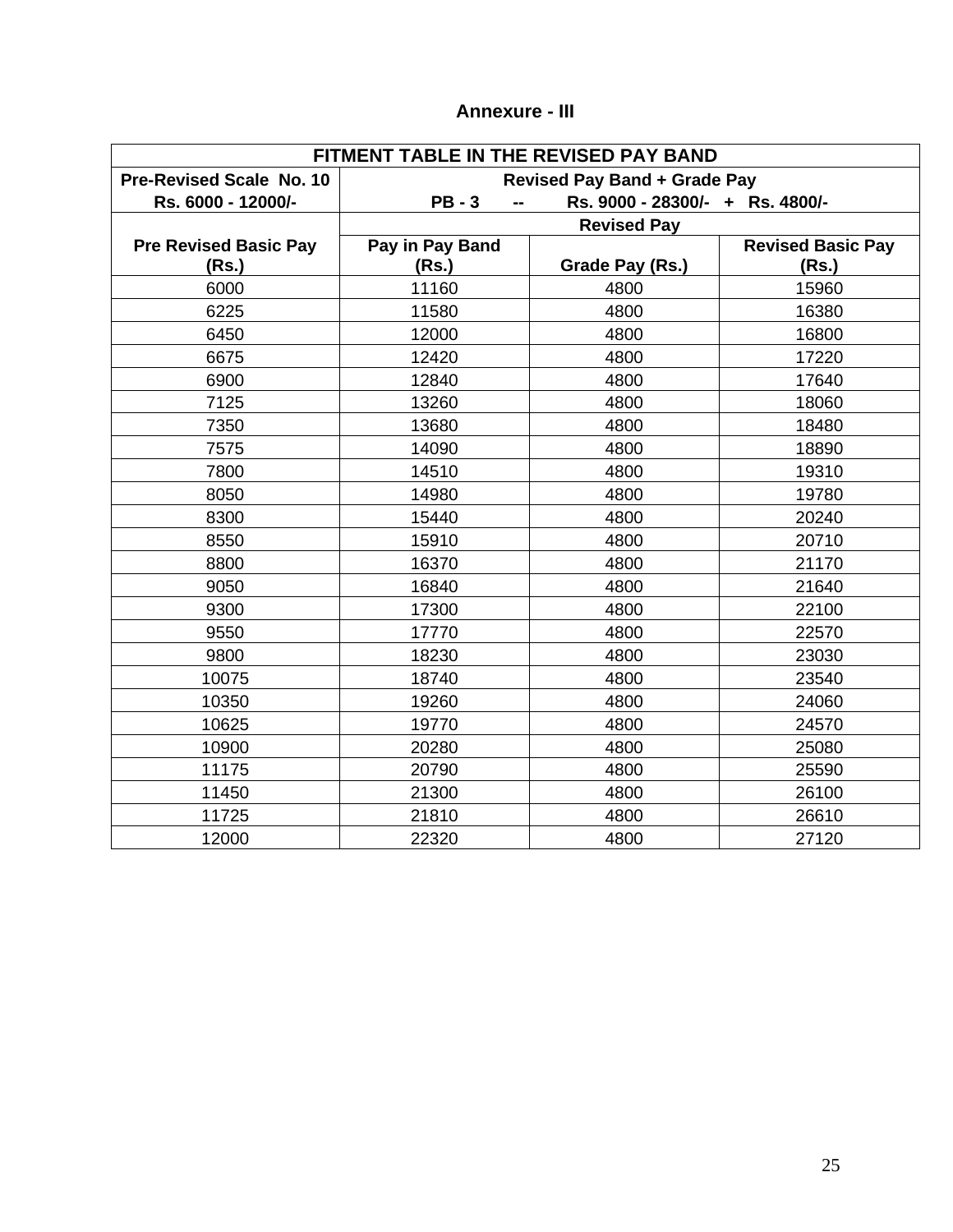## Annexure - III

| FITMENT TABLE IN THE REVISED PAY BAND | | | |
|---|---|---|---|
| **Pre-Revised Scale No. 10 Rs. 6000 - 12000/-** | **Revised Pay Band + Grade Pay PB - 3 -- Rs. 9000 - 28300/- + Rs. 4800/-** | | |
| | **Revised Pay** | | |
| **Pre Revised Basic Pay (Rs.)** | **Pay in Pay Band (Rs.)** | **Grade Pay (Rs.)** | **Revised Basic Pay (Rs.)** |
| 6000 | 11160 | 4800 | 15960 |
| 6225 | 11580 | 4800 | 16380 |
| 6450 | 12000 | 4800 | 16800 |
| 6675 | 12420 | 4800 | 17220 |
| 6900 | 12840 | 4800 | 17640 |
| 7125 | 13260 | 4800 | 18060 |
| 7350 | 13680 | 4800 | 18480 |
| 7575 | 14090 | 4800 | 18890 |
| 7800 | 14510 | 4800 | 19310 |
| 8050 | 14980 | 4800 | 19780 |
| 8300 | 15440 | 4800 | 20240 |
| 8550 | 15910 | 4800 | 20710 |
| 8800 | 16370 | 4800 | 21170 |
| 9050 | 16840 | 4800 | 21640 |
| 9300 | 17300 | 4800 | 22100 |
| 9550 | 17770 | 4800 | 22570 |
| 9800 | 18230 | 4800 | 23030 |
| 10075 | 18740 | 4800 | 23540 |
| 10350 | 19260 | 4800 | 24060 |
| 10625 | 19770 | 4800 | 24570 |
| 10900 | 20280 | 4800 | 25080 |
| 11175 | 20790 | 4800 | 25590 |
| 11450 | 21300 | 4800 | 26100 |
| 11725 | 21810 | 4800 | 26610 |
| 12000 | 22320 | 4800 | 27120 |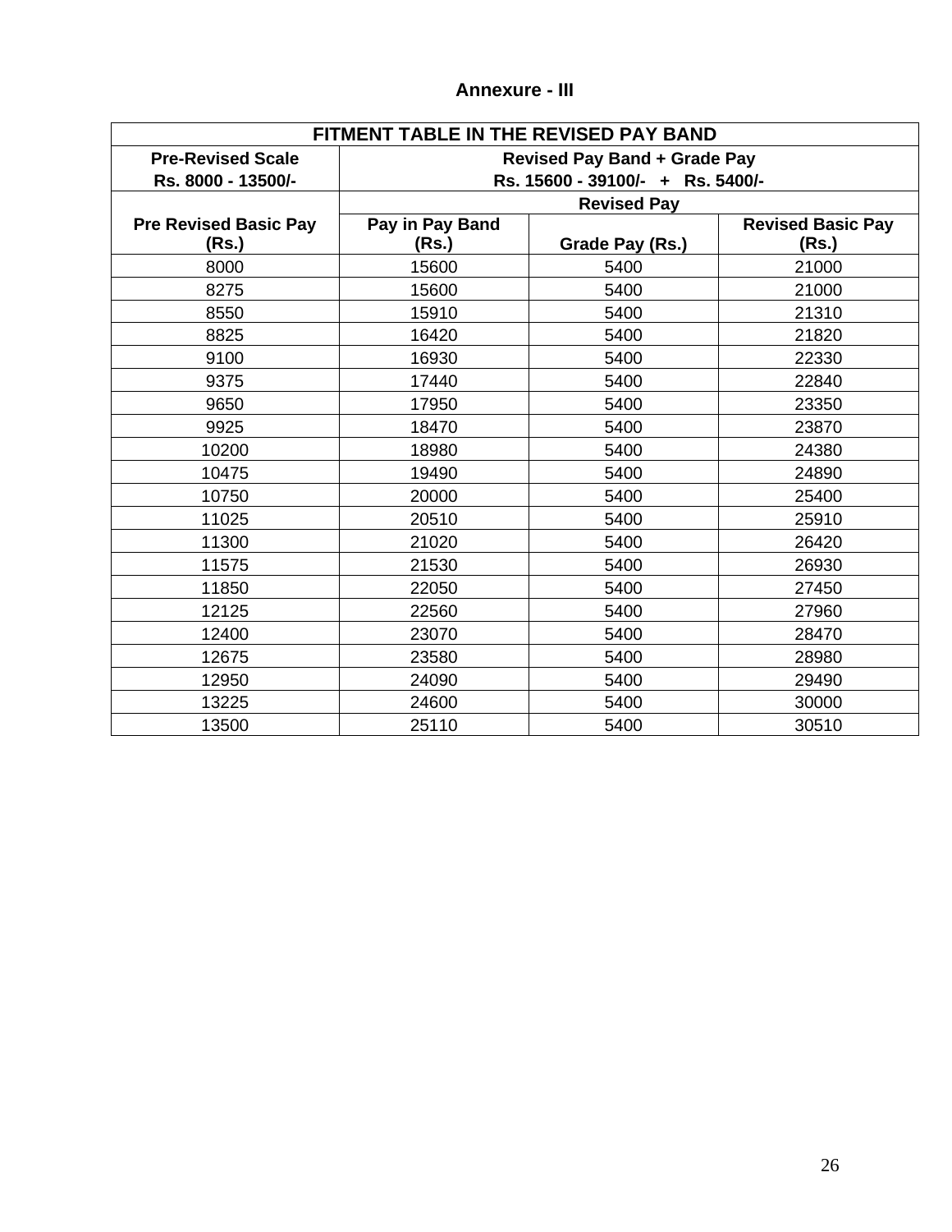## Annexure - III

| FITMENT TABLE IN THE REVISED PAY BAND | | | |
|---|---|---|---|
| **Pre-Revised Scale Rs. 8000 - 13500/-** | **Revised Pay Band + Grade Pay Rs. 15600 - 39100/- + Rs. 5400/-** | | |
| | **Revised Pay** | | |
| **Pre Revised Basic Pay (Rs.)** | **Pay in Pay Band (Rs.)** | **Grade Pay (Rs.)** | **Revised Basic Pay (Rs.)** |
| 8000 | 15600 | 5400 | 21000 |
| 8275 | 15600 | 5400 | 21000 |
| 8550 | 15910 | 5400 | 21310 |
| 8825 | 16420 | 5400 | 21820 |
| 9100 | 16930 | 5400 | 22330 |
| 9375 | 17440 | 5400 | 22840 |
| 9650 | 17950 | 5400 | 23350 |
| 9925 | 18470 | 5400 | 23870 |
| 10200 | 18980 | 5400 | 24380 |
| 10475 | 19490 | 5400 | 24890 |
| 10750 | 20000 | 5400 | 25400 |
| 11025 | 20510 | 5400 | 25910 |
| 11300 | 21020 | 5400 | 26420 |
| 11575 | 21530 | 5400 | 26930 |
| 11850 | 22050 | 5400 | 27450 |
| 12125 | 22560 | 5400 | 27960 |
| 12400 | 23070 | 5400 | 28470 |
| 12675 | 23580 | 5400 | 28980 |
| 12950 | 24090 | 5400 | 29490 |
| 13225 | 24600 | 5400 | 30000 |
| 13500 | 25110 | 5400 | 30510 |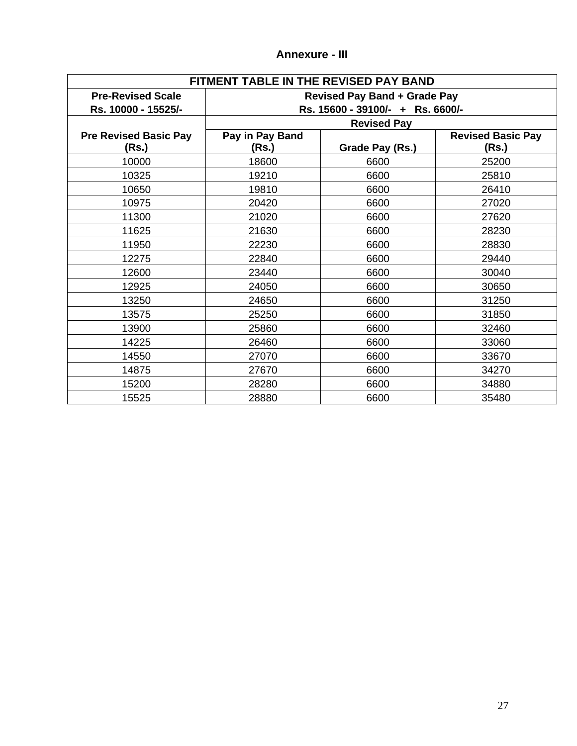## Annexure - III

| FITMENT TABLE IN THE REVISED PAY BAND | | | |
|---|---|---|---|
| **Pre-Revised Scale Rs. 10000 - 15525/-** | **Revised Pay Band + Grade Pay Rs. 15600 - 39100/- + Rs. 6600/-** | | |
| | **Revised Pay** | | |
| **Pre Revised Basic Pay (Rs.)** | **Pay in Pay Band (Rs.)** | **Grade Pay (Rs.)** | **Revised Basic Pay (Rs.)** |
| 10000 | 18600 | 6600 | 25200 |
| 10325 | 19210 | 6600 | 25810 |
| 10650 | 19810 | 6600 | 26410 |
| 10975 | 20420 | 6600 | 27020 |
| 11300 | 21020 | 6600 | 27620 |
| 11625 | 21630 | 6600 | 28230 |
| 11950 | 22230 | 6600 | 28830 |
| 12275 | 22840 | 6600 | 29440 |
| 12600 | 23440 | 6600 | 30040 |
| 12925 | 24050 | 6600 | 30650 |
| 13250 | 24650 | 6600 | 31250 |
| 13575 | 25250 | 6600 | 31850 |
| 13900 | 25860 | 6600 | 32460 |
| 14225 | 26460 | 6600 | 33060 |
| 14550 | 27070 | 6600 | 33670 |
| 14875 | 27670 | 6600 | 34270 |
| 15200 | 28280 | 6600 | 34880 |
| 15525 | 28880 | 6600 | 35480 |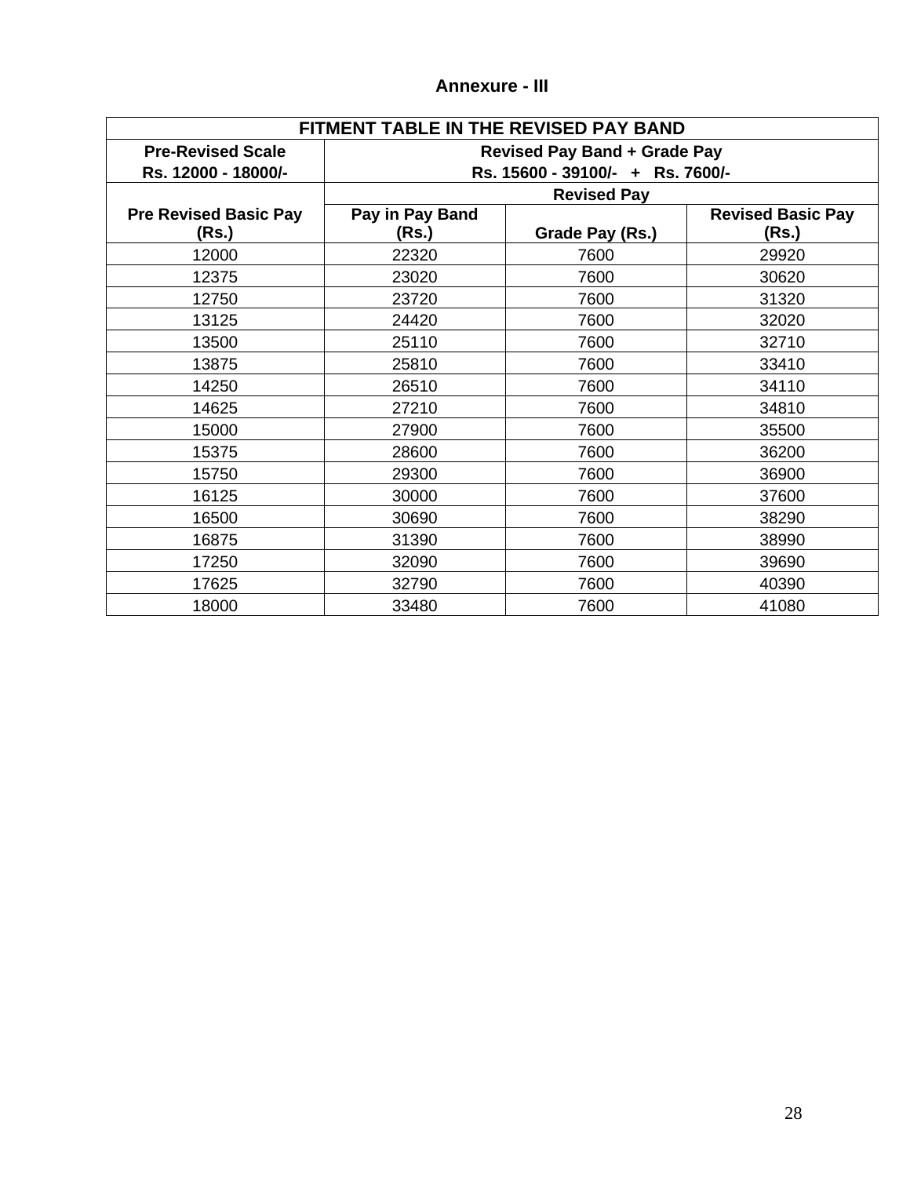## Annexure - III

| FITMENT TABLE IN THE REVISED PAY BAND | | | |
|---|---|---|---|
| **Pre-Revised Scale Rs. 12000 - 18000/-** | **Revised Pay Band + Grade Pay Rs. 15600 - 39100/- + Rs. 7600/-** | | |
| | **Revised Pay** | | |
| **Pre Revised Basic Pay (Rs.)** | **Pay in Pay Band (Rs.)** | **Grade Pay (Rs.)** | **Revised Basic Pay (Rs.)** |
| 12000 | 22320 | 7600 | 29920 |
| 12375 | 23020 | 7600 | 30620 |
| 12750 | 23720 | 7600 | 31320 |
| 13125 | 24420 | 7600 | 32020 |
| 13500 | 25110 | 7600 | 32710 |
| 13875 | 25810 | 7600 | 33410 |
| 14250 | 26510 | 7600 | 34110 |
| 14625 | 27210 | 7600 | 34810 |
| 15000 | 27900 | 7600 | 35500 |
| 15375 | 28600 | 7600 | 36200 |
| 15750 | 29300 | 7600 | 36900 |
| 16125 | 30000 | 7600 | 37600 |
| 16500 | 30690 | 7600 | 38290 |
| 16875 | 31390 | 7600 | 38990 |
| 17250 | 32090 | 7600 | 39690 |
| 17625 | 32790 | 7600 | 40390 |
| 18000 | 33480 | 7600 | 41080 |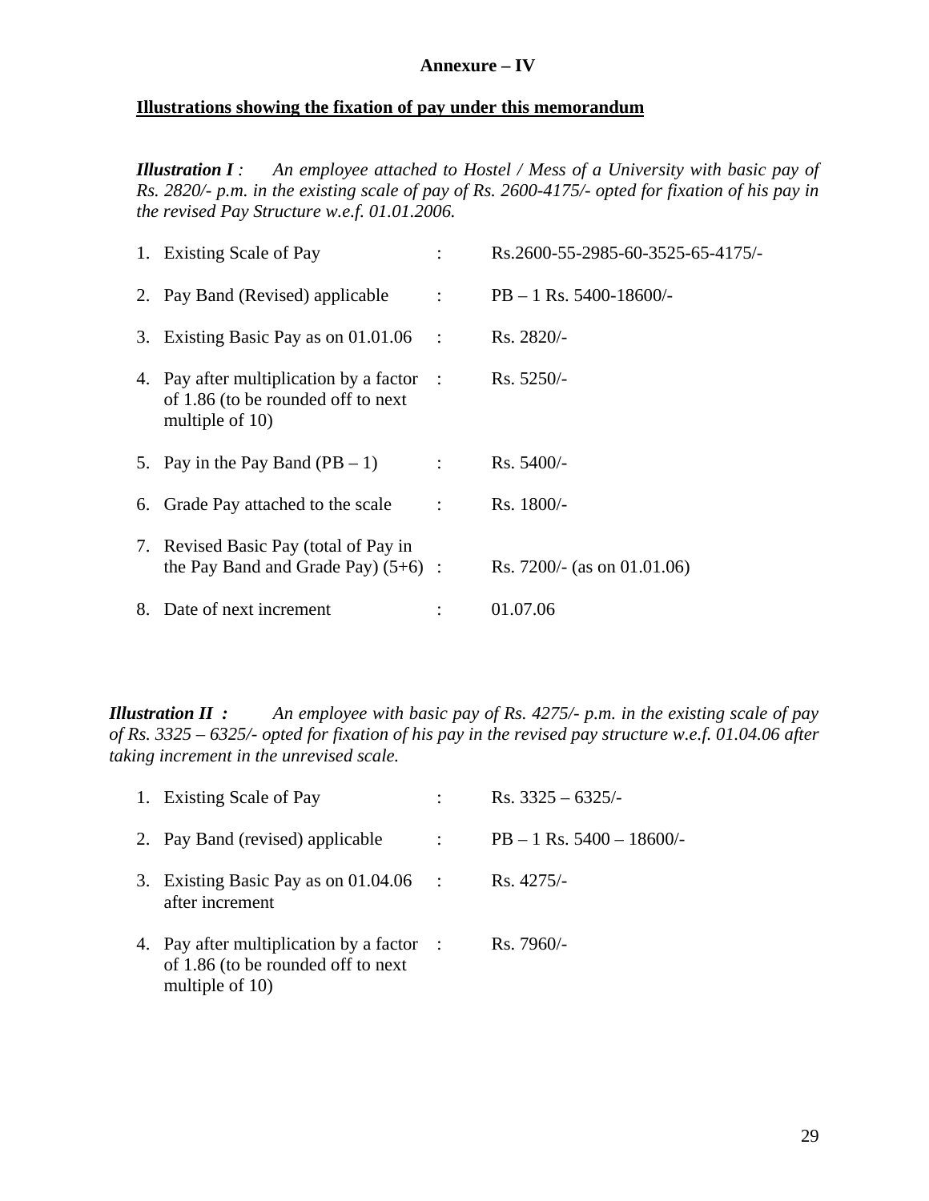**Annexure – IV**

**Illustrations showing the fixation of pay under this memorandum**

***Illustration I** : An employee attached to Hostel / Mess of a University with basic pay of Rs. 2820/- p.m. in the existing scale of pay of Rs. 2600-4175/- opted for fixation of his pay in the revised Pay Structure w.e.f. 01.01.2006.*

| | | | |
|---|---|---|---|
| 1. | Existing Scale of Pay | : | Rs.2600-55-2985-60-3525-65-4175/- |
| 2. | Pay Band (Revised) applicable | : | PB – 1 Rs. 5400-18600/- |
| 3. | Existing Basic Pay as on 01.01.06 | : | Rs. 2820/- |
| 4. | Pay after multiplication by a factor of 1.86 (to be rounded off to next multiple of 10) | : | Rs. 5250/- |
| 5. | Pay in the Pay Band (PB – 1) | : | Rs. 5400/- |
| 6. | Grade Pay attached to the scale | : | Rs. 1800/- |
| 7. | Revised Basic Pay (total of Pay in the Pay Band and Grade Pay) (5+6) | : | Rs. 7200/- (as on 01.01.06) |
| 8. | Date of next increment | : | 01.07.06 |

***Illustration II** : An employee with basic pay of Rs. 4275/- p.m. in the existing scale of pay of Rs. 3325 – 6325/- opted for fixation of his pay in the revised pay structure w.e.f. 01.04.06 after taking increment in the unrevised scale.*

| | | | |
|---|---|---|---|
| 1. | Existing Scale of Pay | : | Rs. 3325 – 6325/- |
| 2. | Pay Band (revised) applicable | : | PB – 1 Rs. 5400 – 18600/- |
| 3. | Existing Basic Pay as on 01.04.06 after increment | : | Rs. 4275/- |
| 4. | Pay after multiplication by a factor of 1.86 (to be rounded off to next multiple of 10) | : | Rs. 7960/- |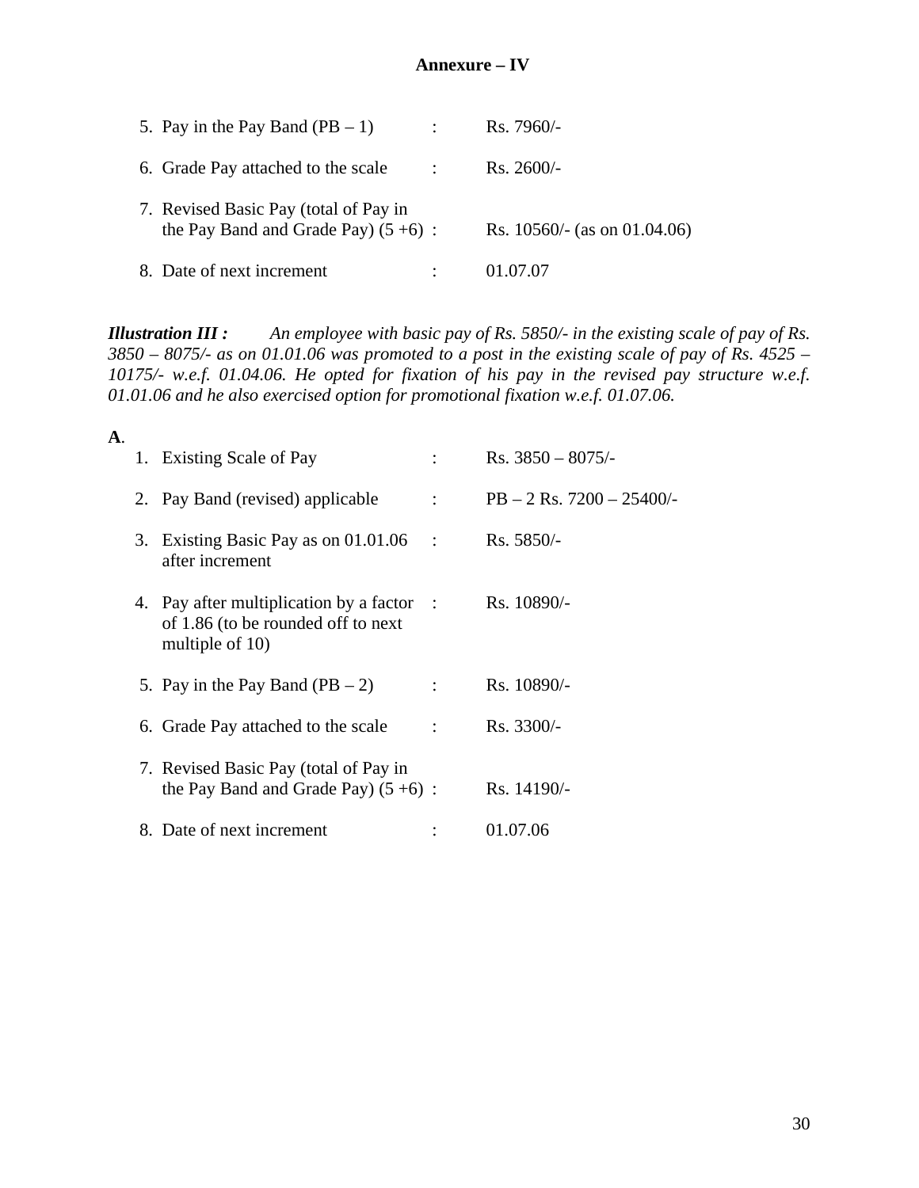## Annexure – IV

5. Pay in the Pay Band (PB – 1) : Rs. 7960/-

6. Grade Pay attached to the scale : Rs. 2600/-

7. Revised Basic Pay (total of Pay in the Pay Band and Grade Pay) (5 +6) : Rs. 10560/- (as on 01.04.06)

8. Date of next increment : 01.07.07

***Illustration III :*** *An employee with basic pay of Rs. 5850/- in the existing scale of pay of Rs. 3850 – 8075/- as on 01.01.06 was promoted to a post in the existing scale of pay of Rs. 4525 – 10175/- w.e.f. 01.04.06. He opted for fixation of his pay in the revised pay structure w.e.f. 01.01.06 and he also exercised option for promotional fixation w.e.f. 01.07.06.*

**A.**

1. Existing Scale of Pay : Rs. 3850 – 8075/-

2. Pay Band (revised) applicable : PB – 2 Rs. 7200 – 25400/-

3. Existing Basic Pay as on 01.01.06 after increment : Rs. 5850/-

4. Pay after multiplication by a factor of 1.86 (to be rounded off to next multiple of 10) : Rs. 10890/-

5. Pay in the Pay Band (PB – 2) : Rs. 10890/-

6. Grade Pay attached to the scale : Rs. 3300/-

7. Revised Basic Pay (total of Pay in the Pay Band and Grade Pay) (5 +6) : Rs. 14190/-

8. Date of next increment : 01.07.06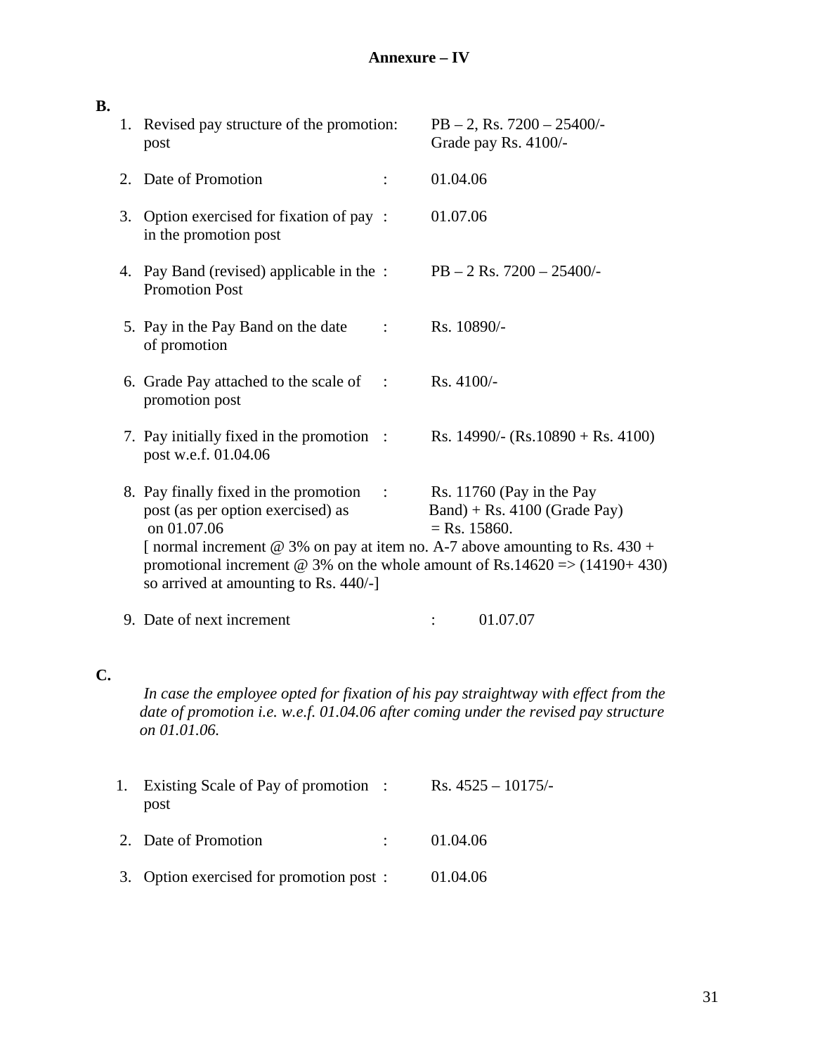**Annexure – IV**

**B.**

1. Revised pay structure of the promotion post : PB – 2, Rs. 7200 – 25400/- Grade pay Rs. 4100/-

2. Date of Promotion : 01.04.06

3. Option exercised for fixation of pay in the promotion post : 01.07.06

4. Pay Band (revised) applicable in the Promotion Post : PB – 2 Rs. 7200 – 25400/-

5. Pay in the Pay Band on the date of promotion : Rs. 10890/-

6. Grade Pay attached to the scale of promotion post : Rs. 4100/-

7. Pay initially fixed in the promotion post w.e.f. 01.04.06 : Rs. 14990/- (Rs.10890 + Rs. 4100)

8. Pay finally fixed in the promotion post (as per option exercised) as on 01.07.06 : Rs. 11760 (Pay in the Pay Band) + Rs. 4100 (Grade Pay) = Rs. 15860.
   [ normal increment @ 3% on pay at item no. A-7 above amounting to Rs. 430 + promotional increment @ 3% on the whole amount of Rs.14620 => (14190+ 430) so arrived at amounting to Rs. 440/-]

9. Date of next increment : 01.07.07

**C.**

*In case the employee opted for fixation of his pay straightway with effect from the date of promotion i.e. w.e.f. 01.04.06 after coming under the revised pay structure on 01.01.06.*

1. Existing Scale of Pay of promotion post : Rs. 4525 – 10175/-

2. Date of Promotion : 01.04.06

3. Option exercised for promotion post : 01.04.06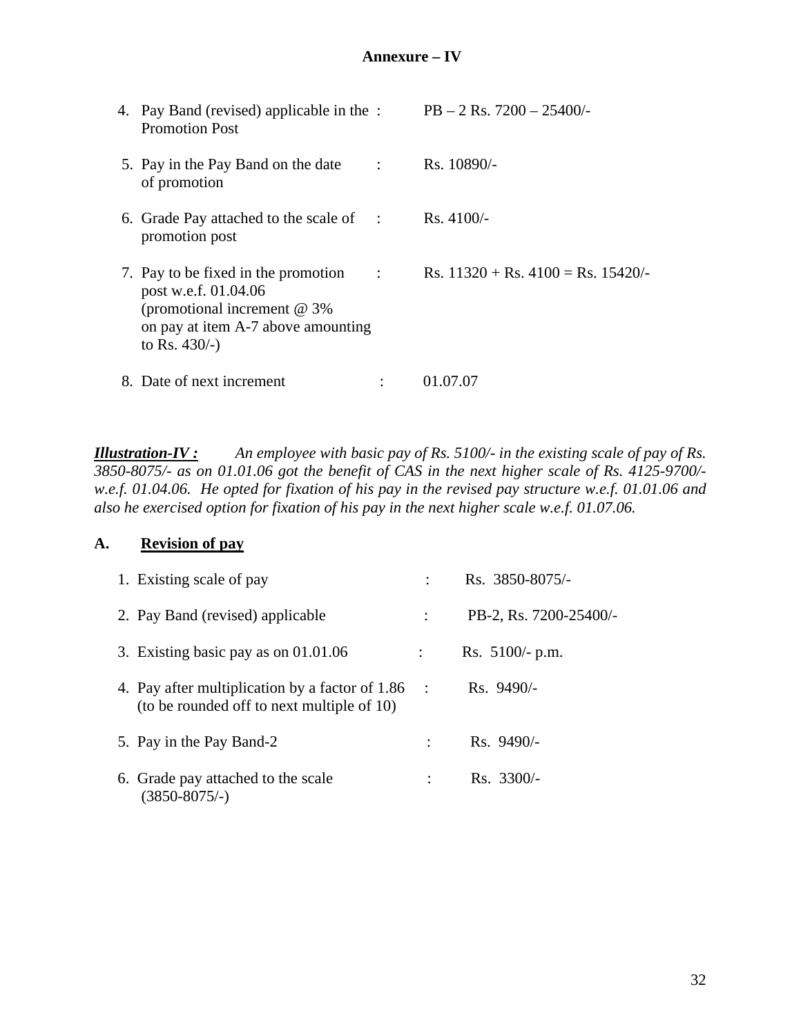**Annexure – IV**

| | | | |
|---|---|---|---|
| 4. | Pay Band (revised) applicable in the Promotion Post | : | PB – 2 Rs. 7200 – 25400/- |
| 5. | Pay in the Pay Band on the date of promotion | : | Rs. 10890/- |
| 6. | Grade Pay attached to the scale of promotion post | : | Rs. 4100/- |
| 7. | Pay to be fixed in the promotion post w.e.f. 01.04.06 (promotional increment @ 3% on pay at item A-7 above amounting to Rs. 430/-) | : | Rs. 11320 + Rs. 4100 = Rs. 15420/- |
| 8. | Date of next increment | : | 01.07.07 |

***Illustration-IV :*** *An employee with basic pay of Rs. 5100/- in the existing scale of pay of Rs. 3850-8075/- as on 01.01.06 got the benefit of CAS in the next higher scale of Rs. 4125-9700/- w.e.f. 01.04.06. He opted for fixation of his pay in the revised pay structure w.e.f. 01.01.06 and also he exercised option for fixation of his pay in the next higher scale w.e.f. 01.07.06.*

**A. Revision of pay**

| | | | |
|---|---|---|---|
| 1. | Existing scale of pay | : | Rs. 3850-8075/- |
| 2. | Pay Band (revised) applicable | : | PB-2, Rs. 7200-25400/- |
| 3. | Existing basic pay as on 01.01.06 | : | Rs. 5100/- p.m. |
| 4. | Pay after multiplication by a factor of 1.86 (to be rounded off to next multiple of 10) | : | Rs. 9490/- |
| 5. | Pay in the Pay Band-2 | : | Rs. 9490/- |
| 6. | Grade pay attached to the scale (3850-8075/-) | : | Rs. 3300/- |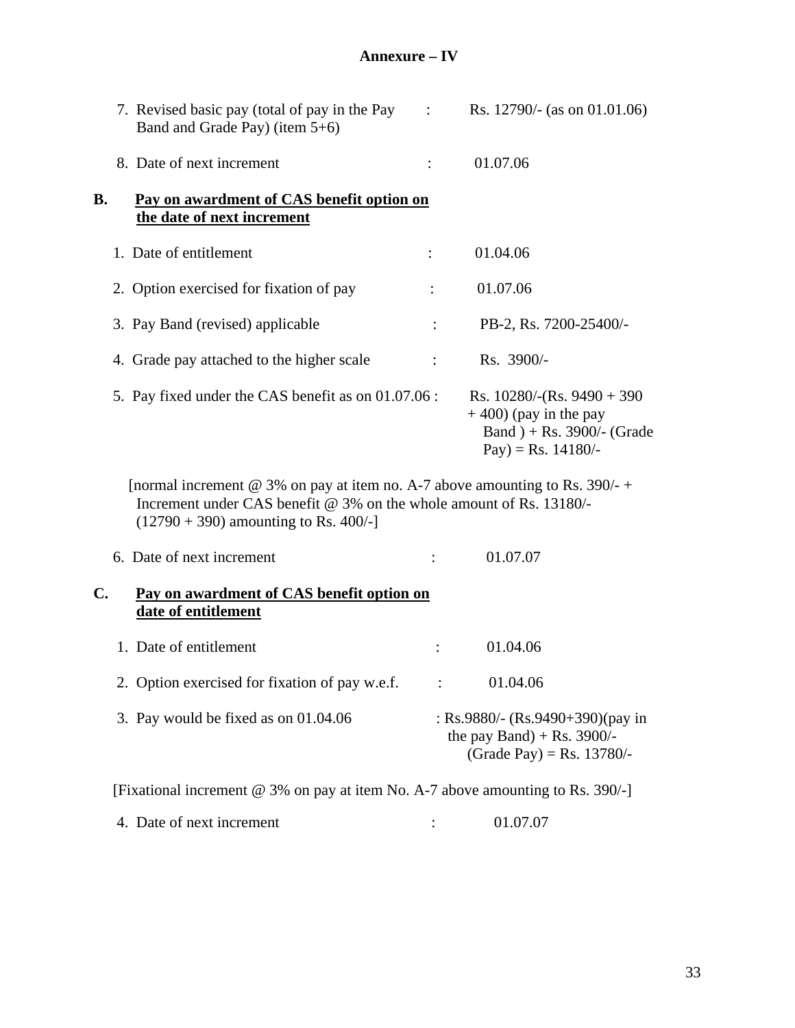## Annexure – IV

7. Revised basic pay (total of pay in the Pay Band and Grade Pay) (item 5+6) : Rs. 12790/- (as on 01.01.06)

8. Date of next increment : 01.07.06

**B. <u>Pay on awardment of CAS benefit option on the date of next increment</u>**

1. Date of entitlement : 01.04.06

2. Option exercised for fixation of pay : 01.07.06

3. Pay Band (revised) applicable : PB-2, Rs. 7200-25400/-

4. Grade pay attached to the higher scale : Rs. 3900/-

5. Pay fixed under the CAS benefit as on 01.07.06 : Rs. 10280/-(Rs. 9490 + 390 + 400) (pay in the pay Band ) + Rs. 3900/- (Grade Pay) = Rs. 14180/-

[normal increment @ 3% on pay at item no. A-7 above amounting to Rs. 390/- + Increment under CAS benefit @ 3% on the whole amount of Rs. 13180/- (12790 + 390) amounting to Rs. 400/-]

6. Date of next increment : 01.07.07

**C. <u>Pay on awardment of CAS benefit option on date of entitlement</u>**

1. Date of entitlement : 01.04.06

2. Option exercised for fixation of pay w.e.f. : 01.04.06

3. Pay would be fixed as on 01.04.06 : Rs.9880/- (Rs.9490+390)(pay in the pay Band) + Rs. 3900/- (Grade Pay) = Rs. 13780/-

[Fixational increment @ 3% on pay at item No. A-7 above amounting to Rs. 390/-]

4. Date of next increment : 01.07.07